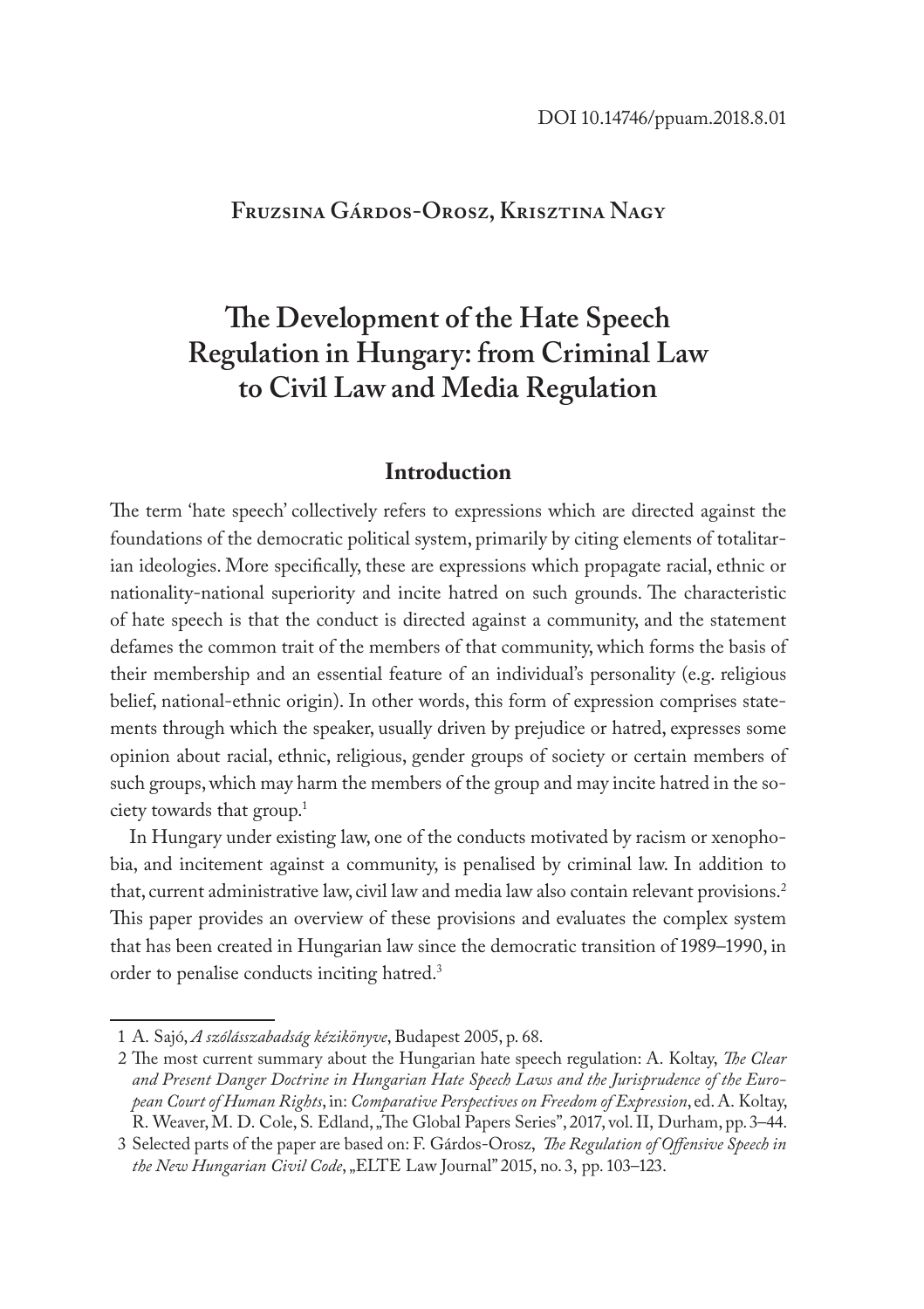DOI 10.14746/ppuam.2018.8.01

**Fruzsina Gárdos-Orosz, Krisztina Nagy**

# The Development of the Hate Speech Regulation in Hungary: from Criminal Law to Civil Law and Media Regulation

## Introduction

The term 'hate speech' collectively refers to expressions which are directed against the foundations of the democratic political system, primarily by citing elements of totalitarian ideologies. More specifically, these are expressions which propagate racial, ethnic or nationality-national superiority and incite hatred on such grounds. The characteristic of hate speech is that the conduct is directed against a community, and the statement defames the common trait of the members of that community, which forms the basis of their membership and an essential feature of an individual's personality (e.g. religious belief, national-ethnic origin). In other words, this form of expression comprises statements through which the speaker, usually driven by prejudice or hatred, expresses some opinion about racial, ethnic, religious, gender groups of society or certain members of such groups, which may harm the members of the group and may incite hatred in the society towards that group.[1]

In Hungary under existing law, one of the conducts motivated by racism or xenophobia, and incitement against a community, is penalised by criminal law. In addition to that, current administrative law, civil law and media law also contain relevant provisions.[2] This paper provides an overview of these provisions and evaluates the complex system that has been created in Hungarian law since the democratic transition of 1989–1990, in order to penalise conducts inciting hatred.[3]

---

1 A. Sajó, *A szólásszabadság kézikönyve*, Budapest 2005, p. 68.

2 The most current summary about the Hungarian hate speech regulation: A. Koltay, *The Clear and Present Danger Doctrine in Hungarian Hate Speech Laws and the Jurisprudence of the European Court of Human Rights*, in: *Comparative Perspectives on Freedom of Expression*, ed. A. Koltay, R. Weaver, M. D. Cole, S. Edland, „The Global Papers Series", 2017, vol. II, Durham, pp. 3–44.

3 Selected parts of the paper are based on: F. Gárdos-Orosz, *The Regulation of Offensive Speech in the New Hungarian Civil Code*, „ELTE Law Journal" 2015, no. 3, pp. 103–123.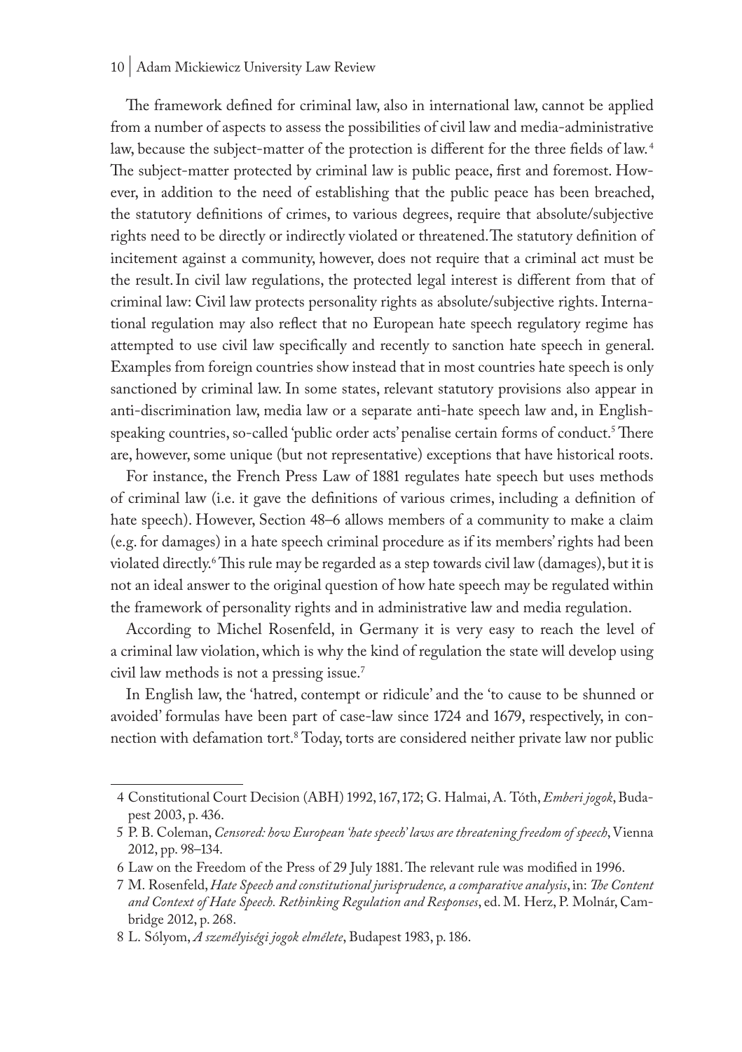The framework defined for criminal law, also in international law, cannot be applied from a number of aspects to assess the possibilities of civil law and media-administrative law, because the subject-matter of the protection is different for the three fields of law.[4] The subject-matter protected by criminal law is public peace, first and foremost. However, in addition to the need of establishing that the public peace has been breached, the statutory definitions of crimes, to various degrees, require that absolute/subjective rights need to be directly or indirectly violated or threatened. The statutory definition of incitement against a community, however, does not require that a criminal act must be the result. In civil law regulations, the protected legal interest is different from that of criminal law: Civil law protects personality rights as absolute/subjective rights. International regulation may also reflect that no European hate speech regulatory regime has attempted to use civil law specifically and recently to sanction hate speech in general. Examples from foreign countries show instead that in most countries hate speech is only sanctioned by criminal law. In some states, relevant statutory provisions also appear in anti-discrimination law, media law or a separate anti-hate speech law and, in English-speaking countries, so-called 'public order acts' penalise certain forms of conduct.[5] There are, however, some unique (but not representative) exceptions that have historical roots.

For instance, the French Press Law of 1881 regulates hate speech but uses methods of criminal law (i.e. it gave the definitions of various crimes, including a definition of hate speech). However, Section 48–6 allows members of a community to make a claim (e.g. for damages) in a hate speech criminal procedure as if its members' rights had been violated directly.[6] This rule may be regarded as a step towards civil law (damages), but it is not an ideal answer to the original question of how hate speech may be regulated within the framework of personality rights and in administrative law and media regulation.

According to Michel Rosenfeld, in Germany it is very easy to reach the level of a criminal law violation, which is why the kind of regulation the state will develop using civil law methods is not a pressing issue.[7]

In English law, the 'hatred, contempt or ridicule' and the 'to cause to be shunned or avoided' formulas have been part of case-law since 1724 and 1679, respectively, in connection with defamation tort.[8] Today, torts are considered neither private law nor public

---

4 Constitutional Court Decision (ABH) 1992, 167, 172; G. Halmai, A. Tóth, *Emberi jogok*, Budapest 2003, p. 436.

5 P. B. Coleman, *Censored: how European 'hate speech' laws are threatening freedom of speech*, Vienna 2012, pp. 98–134.

6 Law on the Freedom of the Press of 29 July 1881. The relevant rule was modified in 1996.

7 M. Rosenfeld, *Hate Speech and constitutional jurisprudence, a comparative analysis*, in: *The Content and Context of Hate Speech. Rethinking Regulation and Responses*, ed. M. Herz, P. Molnár, Cambridge 2012, p. 268.

8 L. Sólyom, *A személyiségi jogok elmélete*, Budapest 1983, p. 186.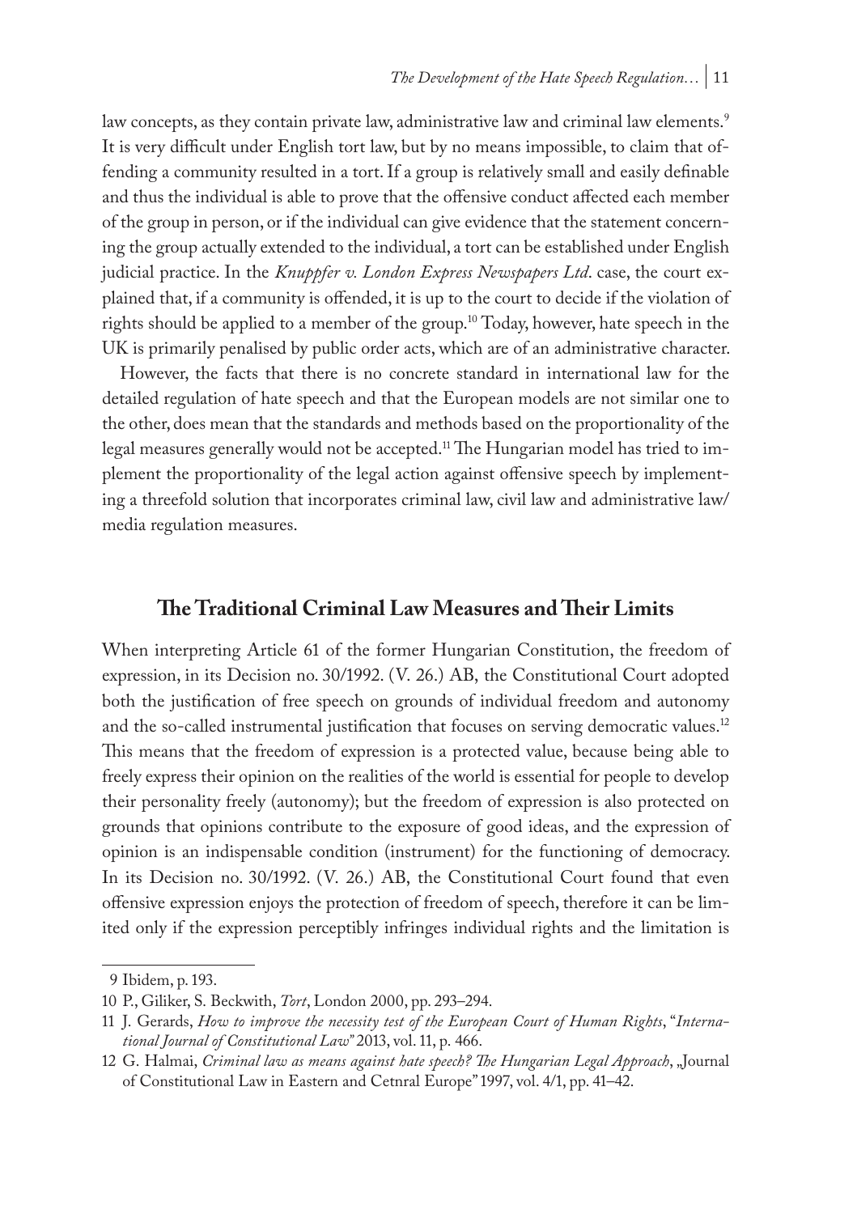law concepts, as they contain private law, administrative law and criminal law elements.[9] It is very difficult under English tort law, but by no means impossible, to claim that offending a community resulted in a tort. If a group is relatively small and easily definable and thus the individual is able to prove that the offensive conduct affected each member of the group in person, or if the individual can give evidence that the statement concerning the group actually extended to the individual, a tort can be established under English judicial practice. In the *Knuppfer v. London Express Newspapers Ltd*. case, the court explained that, if a community is offended, it is up to the court to decide if the violation of rights should be applied to a member of the group.[10] Today, however, hate speech in the UK is primarily penalised by public order acts, which are of an administrative character.

However, the facts that there is no concrete standard in international law for the detailed regulation of hate speech and that the European models are not similar one to the other, does mean that the standards and methods based on the proportionality of the legal measures generally would not be accepted.[11] The Hungarian model has tried to implement the proportionality of the legal action against offensive speech by implementing a threefold solution that incorporates criminal law, civil law and administrative law/ media regulation measures.

## The Traditional Criminal Law Measures and Their Limits

When interpreting Article 61 of the former Hungarian Constitution, the freedom of expression, in its Decision no. 30/1992. (V. 26.) AB, the Constitutional Court adopted both the justification of free speech on grounds of individual freedom and autonomy and the so-called instrumental justification that focuses on serving democratic values.[12] This means that the freedom of expression is a protected value, because being able to freely express their opinion on the realities of the world is essential for people to develop their personality freely (autonomy); but the freedom of expression is also protected on grounds that opinions contribute to the exposure of good ideas, and the expression of opinion is an indispensable condition (instrument) for the functioning of democracy. In its Decision no. 30/1992. (V. 26.) AB, the Constitutional Court found that even offensive expression enjoys the protection of freedom of speech, therefore it can be limited only if the expression perceptibly infringes individual rights and the limitation is

---

9 Ibidem, p. 193.

10 P., Giliker, S. Beckwith, *Tort*, London 2000, pp. 293–294.

11 J. Gerards, *How to improve the necessity test of the European Court of Human Rights*, "*International Journal of Constitutional Law*" 2013, vol. 11, p. 466.

12 G. Halmai, *Criminal law as means against hate speech? The Hungarian Legal Approach*, „Journal of Constitutional Law in Eastern and Cetnral Europe" 1997, vol. 4/1, pp. 41–42.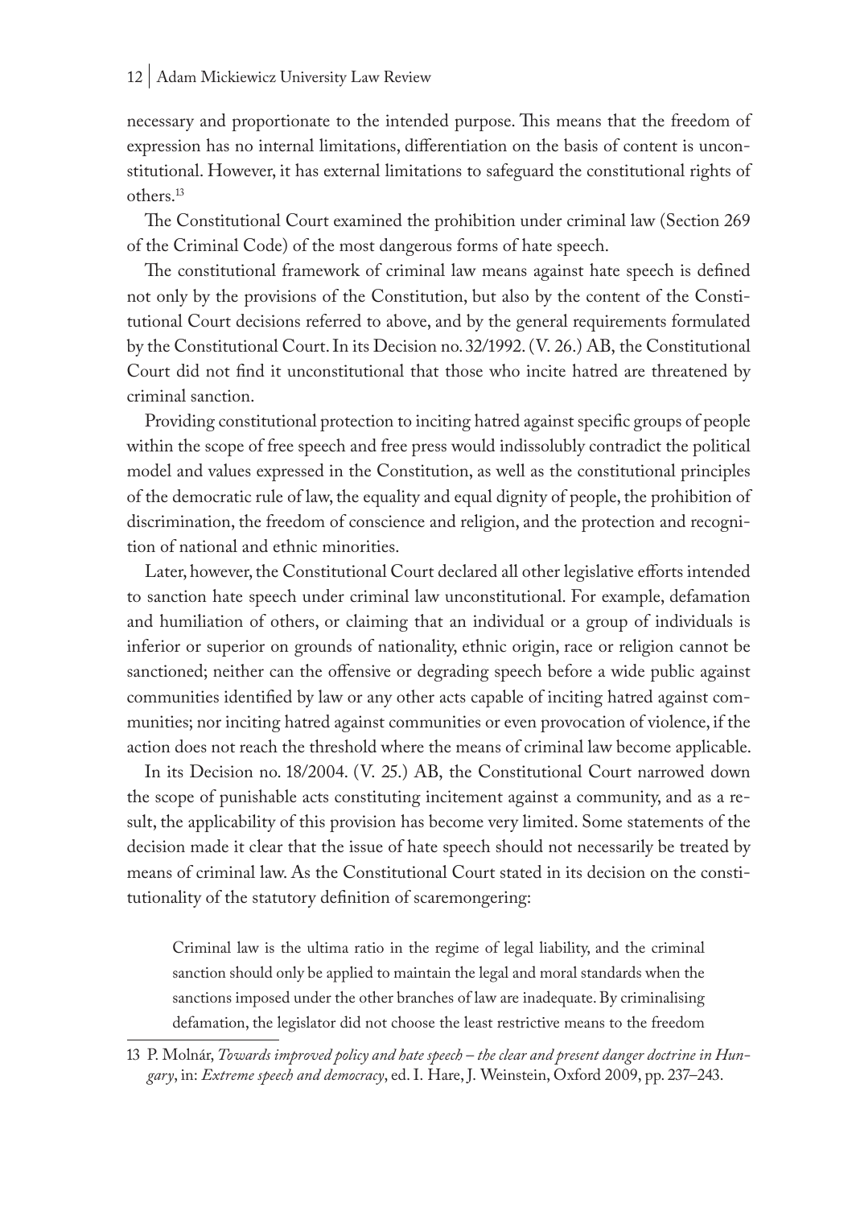necessary and proportionate to the intended purpose. This means that the freedom of expression has no internal limitations, differentiation on the basis of content is unconstitutional. However, it has external limitations to safeguard the constitutional rights of others.[13]

The Constitutional Court examined the prohibition under criminal law (Section 269 of the Criminal Code) of the most dangerous forms of hate speech.

The constitutional framework of criminal law means against hate speech is defined not only by the provisions of the Constitution, but also by the content of the Constitutional Court decisions referred to above, and by the general requirements formulated by the Constitutional Court. In its Decision no. 32/1992. (V. 26.) AB, the Constitutional Court did not find it unconstitutional that those who incite hatred are threatened by criminal sanction.

Providing constitutional protection to inciting hatred against specific groups of people within the scope of free speech and free press would indissolubly contradict the political model and values expressed in the Constitution, as well as the constitutional principles of the democratic rule of law, the equality and equal dignity of people, the prohibition of discrimination, the freedom of conscience and religion, and the protection and recognition of national and ethnic minorities.

Later, however, the Constitutional Court declared all other legislative efforts intended to sanction hate speech under criminal law unconstitutional. For example, defamation and humiliation of others, or claiming that an individual or a group of individuals is inferior or superior on grounds of nationality, ethnic origin, race or religion cannot be sanctioned; neither can the offensive or degrading speech before a wide public against communities identified by law or any other acts capable of inciting hatred against communities; nor inciting hatred against communities or even provocation of violence, if the action does not reach the threshold where the means of criminal law become applicable.

In its Decision no. 18/2004. (V. 25.) AB, the Constitutional Court narrowed down the scope of punishable acts constituting incitement against a community, and as a result, the applicability of this provision has become very limited. Some statements of the decision made it clear that the issue of hate speech should not necessarily be treated by means of criminal law. As the Constitutional Court stated in its decision on the constitutionality of the statutory definition of scaremongering:

> Criminal law is the ultima ratio in the regime of legal liability, and the criminal sanction should only be applied to maintain the legal and moral standards when the sanctions imposed under the other branches of law are inadequate. By criminalising defamation, the legislator did not choose the least restrictive means to the freedom

---

13 P. Molnár, *Towards improved policy and hate speech – the clear and present danger doctrine in Hungary*, in: *Extreme speech and democracy*, ed. I. Hare, J. Weinstein, Oxford 2009, pp. 237–243.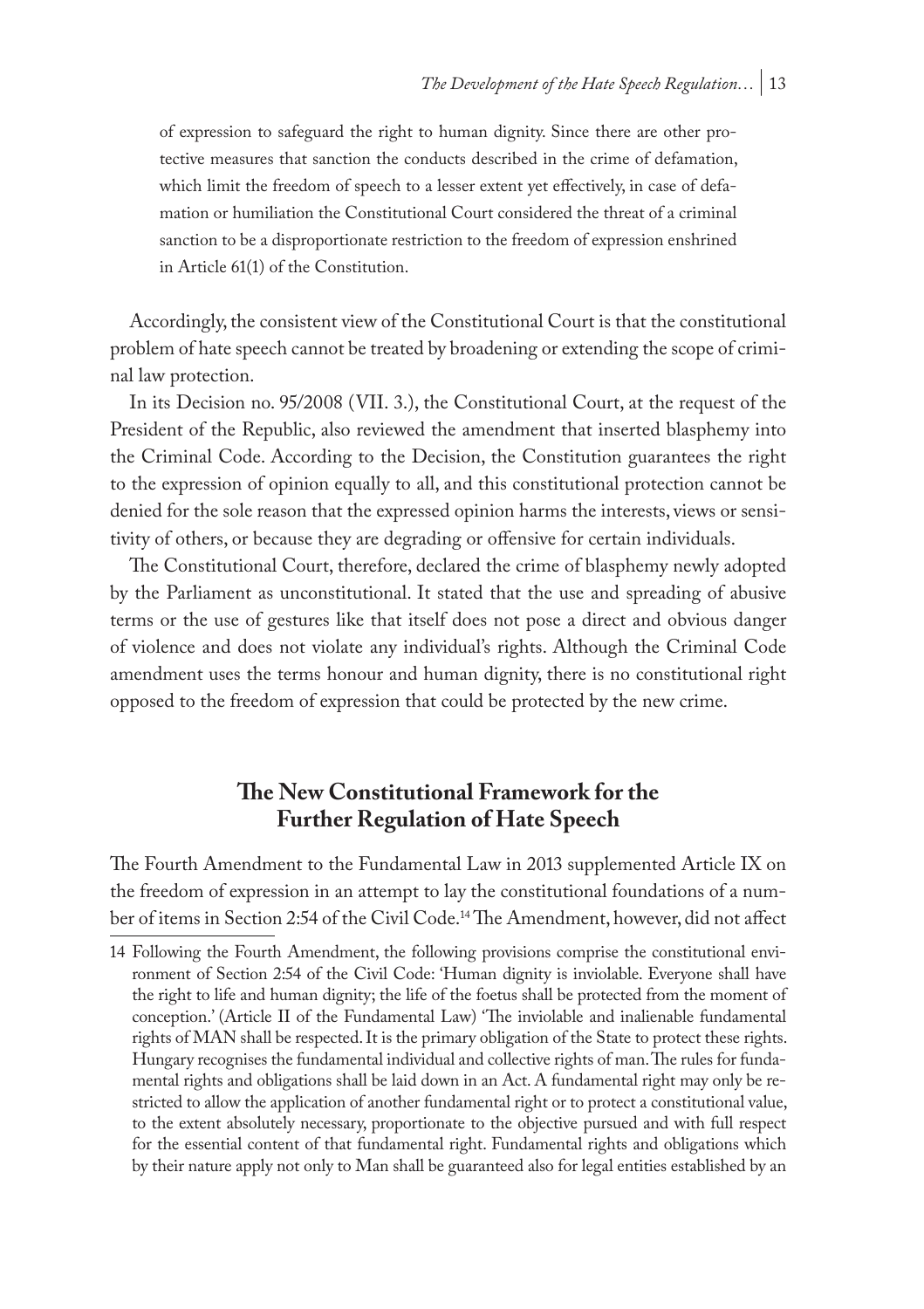of expression to safeguard the right to human dignity. Since there are other protective measures that sanction the conducts described in the crime of defamation, which limit the freedom of speech to a lesser extent yet effectively, in case of defamation or humiliation the Constitutional Court considered the threat of a criminal sanction to be a disproportionate restriction to the freedom of expression enshrined in Article 61(1) of the Constitution.

Accordingly, the consistent view of the Constitutional Court is that the constitutional problem of hate speech cannot be treated by broadening or extending the scope of criminal law protection.

In its Decision no. 95/2008 (VII. 3.), the Constitutional Court, at the request of the President of the Republic, also reviewed the amendment that inserted blasphemy into the Criminal Code. According to the Decision, the Constitution guarantees the right to the expression of opinion equally to all, and this constitutional protection cannot be denied for the sole reason that the expressed opinion harms the interests, views or sensitivity of others, or because they are degrading or offensive for certain individuals.

The Constitutional Court, therefore, declared the crime of blasphemy newly adopted by the Parliament as unconstitutional. It stated that the use and spreading of abusive terms or the use of gestures like that itself does not pose a direct and obvious danger of violence and does not violate any individual's rights. Although the Criminal Code amendment uses the terms honour and human dignity, there is no constitutional right opposed to the freedom of expression that could be protected by the new crime.

## The New Constitutional Framework for the Further Regulation of Hate Speech

The Fourth Amendment to the Fundamental Law in 2013 supplemented Article IX on the freedom of expression in an attempt to lay the constitutional foundations of a number of items in Section 2:54 of the Civil Code.[14] The Amendment, however, did not affect

14 Following the Fourth Amendment, the following provisions comprise the constitutional environment of Section 2:54 of the Civil Code: 'Human dignity is inviolable. Everyone shall have the right to life and human dignity; the life of the foetus shall be protected from the moment of conception.' (Article II of the Fundamental Law) 'The inviolable and inalienable fundamental rights of MAN shall be respected. It is the primary obligation of the State to protect these rights. Hungary recognises the fundamental individual and collective rights of man. The rules for fundamental rights and obligations shall be laid down in an Act. A fundamental right may only be restricted to allow the application of another fundamental right or to protect a constitutional value, to the extent absolutely necessary, proportionate to the objective pursued and with full respect for the essential content of that fundamental right. Fundamental rights and obligations which by their nature apply not only to Man shall be guaranteed also for legal entities established by an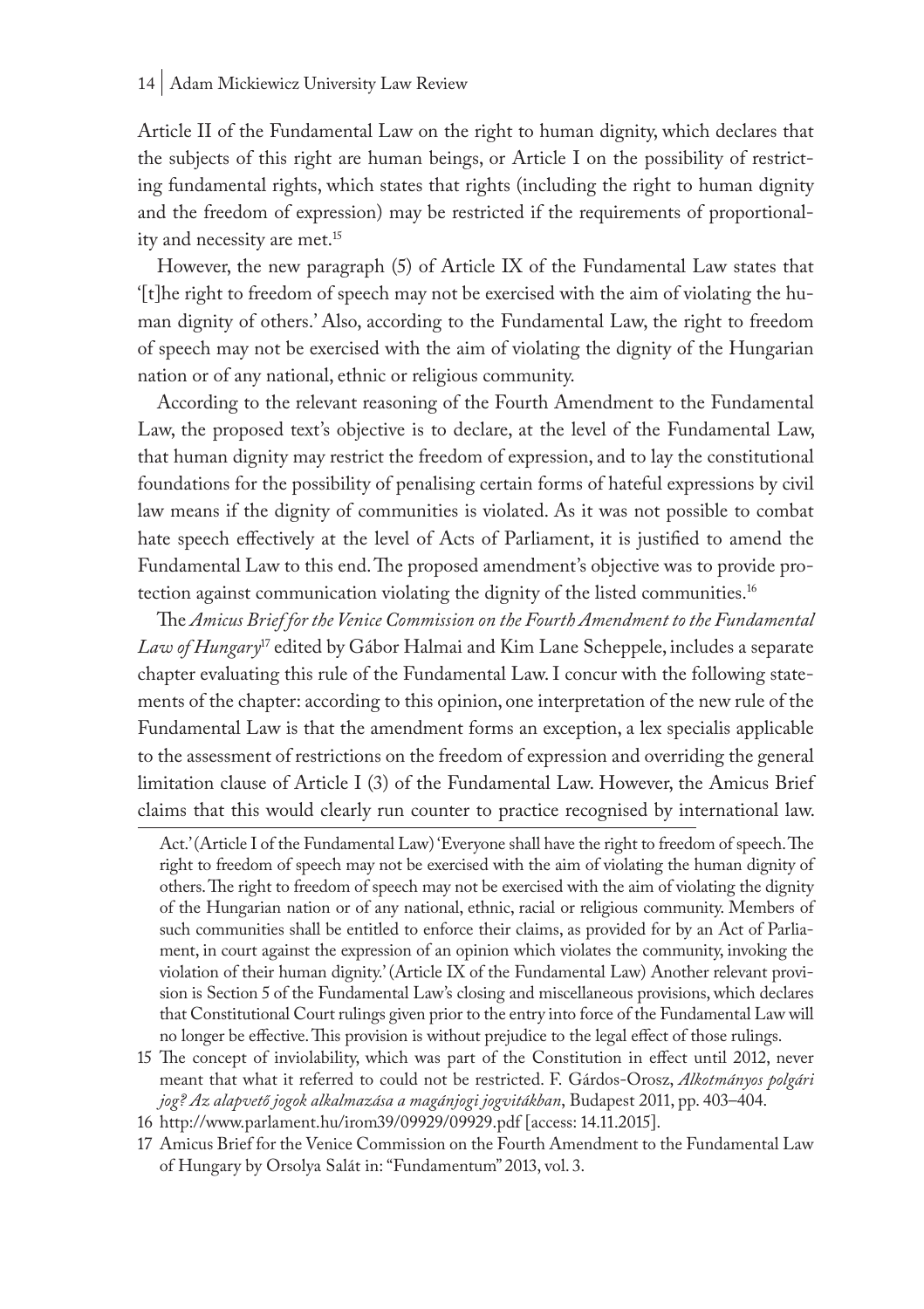Article II of the Fundamental Law on the right to human dignity, which declares that the subjects of this right are human beings, or Article I on the possibility of restricting fundamental rights, which states that rights (including the right to human dignity and the freedom of expression) may be restricted if the requirements of proportionality and necessity are met.[15]

However, the new paragraph (5) of Article IX of the Fundamental Law states that '[t]he right to freedom of speech may not be exercised with the aim of violating the human dignity of others.' Also, according to the Fundamental Law, the right to freedom of speech may not be exercised with the aim of violating the dignity of the Hungarian nation or of any national, ethnic or religious community.

According to the relevant reasoning of the Fourth Amendment to the Fundamental Law, the proposed text's objective is to declare, at the level of the Fundamental Law, that human dignity may restrict the freedom of expression, and to lay the constitutional foundations for the possibility of penalising certain forms of hateful expressions by civil law means if the dignity of communities is violated. As it was not possible to combat hate speech effectively at the level of Acts of Parliament, it is justified to amend the Fundamental Law to this end. The proposed amendment's objective was to provide protection against communication violating the dignity of the listed communities.[16]

The *Amicus Brief for the Venice Commission on the Fourth Amendment to the Fundamental Law of Hungary*[17] edited by Gábor Halmai and Kim Lane Scheppele, includes a separate chapter evaluating this rule of the Fundamental Law. I concur with the following statements of the chapter: according to this opinion, one interpretation of the new rule of the Fundamental Law is that the amendment forms an exception, a lex specialis applicable to the assessment of restrictions on the freedom of expression and overriding the general limitation clause of Article I (3) of the Fundamental Law. However, the Amicus Brief claims that this would clearly run counter to practice recognised by international law.

---

Act.' (Article I of the Fundamental Law) 'Everyone shall have the right to freedom of speech. The right to freedom of speech may not be exercised with the aim of violating the human dignity of others. The right to freedom of speech may not be exercised with the aim of violating the dignity of the Hungarian nation or of any national, ethnic, racial or religious community. Members of such communities shall be entitled to enforce their claims, as provided for by an Act of Parliament, in court against the expression of an opinion which violates the community, invoking the violation of their human dignity.' (Article IX of the Fundamental Law) Another relevant provision is Section 5 of the Fundamental Law's closing and miscellaneous provisions, which declares that Constitutional Court rulings given prior to the entry into force of the Fundamental Law will no longer be effective. This provision is without prejudice to the legal effect of those rulings.

15 The concept of inviolability, which was part of the Constitution in effect until 2012, never meant that what it referred to could not be restricted. F. Gárdos-Orosz, *Alkotmányos polgári jog? Az alapvető jogok alkalmazása a magánjogi jogvitákban*, Budapest 2011, pp. 403–404.

16 http://www.parlament.hu/irom39/09929/09929.pdf [access: 14.11.2015].

17 Amicus Brief for the Venice Commission on the Fourth Amendment to the Fundamental Law of Hungary by Orsolya Salát in: "Fundamentum" 2013, vol. 3.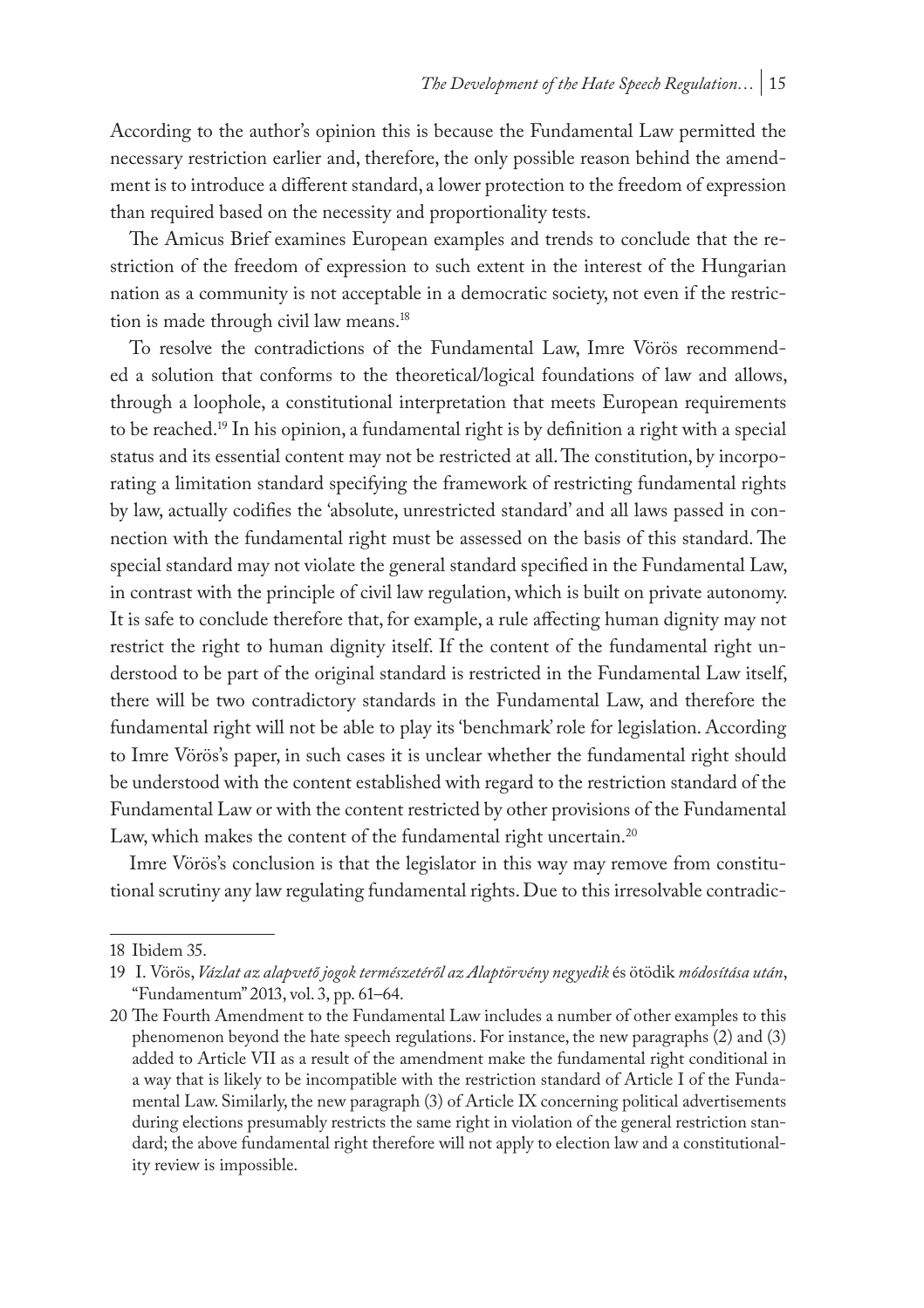According to the author's opinion this is because the Fundamental Law permitted the necessary restriction earlier and, therefore, the only possible reason behind the amendment is to introduce a different standard, a lower protection to the freedom of expression than required based on the necessity and proportionality tests.

The Amicus Brief examines European examples and trends to conclude that the restriction of the freedom of expression to such extent in the interest of the Hungarian nation as a community is not acceptable in a democratic society, not even if the restriction is made through civil law means.[18]

To resolve the contradictions of the Fundamental Law, Imre Vörös recommended a solution that conforms to the theoretical/logical foundations of law and allows, through a loophole, a constitutional interpretation that meets European requirements to be reached.[19] In his opinion, a fundamental right is by definition a right with a special status and its essential content may not be restricted at all. The constitution, by incorporating a limitation standard specifying the framework of restricting fundamental rights by law, actually codifies the 'absolute, unrestricted standard' and all laws passed in connection with the fundamental right must be assessed on the basis of this standard. The special standard may not violate the general standard specified in the Fundamental Law, in contrast with the principle of civil law regulation, which is built on private autonomy. It is safe to conclude therefore that, for example, a rule affecting human dignity may not restrict the right to human dignity itself. If the content of the fundamental right understood to be part of the original standard is restricted in the Fundamental Law itself, there will be two contradictory standards in the Fundamental Law, and therefore the fundamental right will not be able to play its 'benchmark' role for legislation. According to Imre Vörös's paper, in such cases it is unclear whether the fundamental right should be understood with the content established with regard to the restriction standard of the Fundamental Law or with the content restricted by other provisions of the Fundamental Law, which makes the content of the fundamental right uncertain.[20]

Imre Vörös's conclusion is that the legislator in this way may remove from constitutional scrutiny any law regulating fundamental rights. Due to this irresolvable contradic-

---

18 Ibidem 35.

19 I. Vörös, *Vázlat az alapvető jogok természetéről az Alaptörvény negyedik* és ötödik *módosítása után*, "Fundamentum" 2013, vol. 3, pp. 61–64.

20 The Fourth Amendment to the Fundamental Law includes a number of other examples to this phenomenon beyond the hate speech regulations. For instance, the new paragraphs (2) and (3) added to Article VII as a result of the amendment make the fundamental right conditional in a way that is likely to be incompatible with the restriction standard of Article I of the Fundamental Law. Similarly, the new paragraph (3) of Article IX concerning political advertisements during elections presumably restricts the same right in violation of the general restriction standard; the above fundamental right therefore will not apply to election law and a constitutionality review is impossible.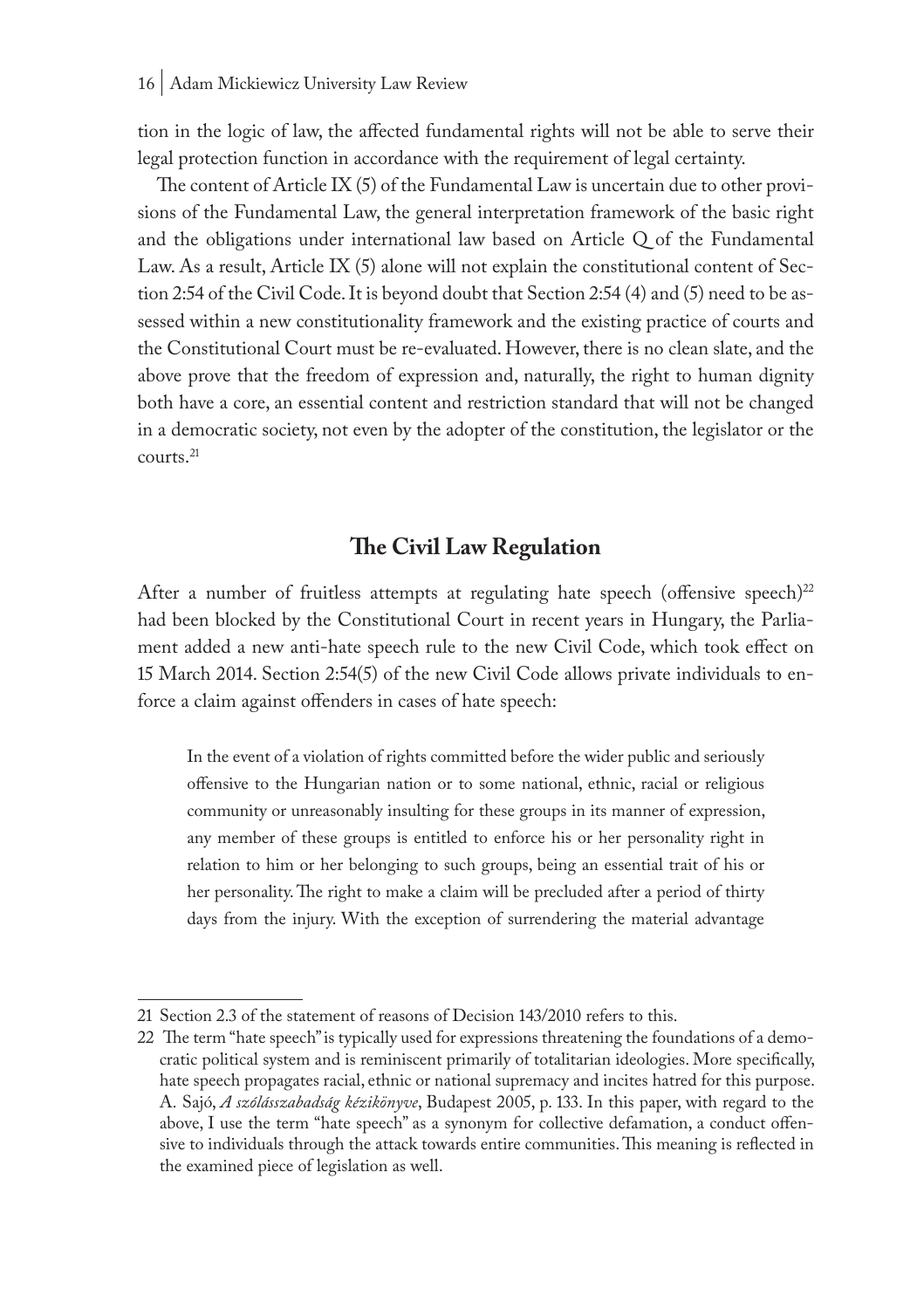tion in the logic of law, the affected fundamental rights will not be able to serve their legal protection function in accordance with the requirement of legal certainty.

The content of Article IX (5) of the Fundamental Law is uncertain due to other provisions of the Fundamental Law, the general interpretation framework of the basic right and the obligations under international law based on Article Q of the Fundamental Law. As a result, Article IX (5) alone will not explain the constitutional content of Section 2:54 of the Civil Code. It is beyond doubt that Section 2:54 (4) and (5) need to be assessed within a new constitutionality framework and the existing practice of courts and the Constitutional Court must be re-evaluated. However, there is no clean slate, and the above prove that the freedom of expression and, naturally, the right to human dignity both have a core, an essential content and restriction standard that will not be changed in a democratic society, not even by the adopter of the constitution, the legislator or the courts.[21]

## The Civil Law Regulation

After a number of fruitless attempts at regulating hate speech (offensive speech)[22] had been blocked by the Constitutional Court in recent years in Hungary, the Parliament added a new anti-hate speech rule to the new Civil Code, which took effect on 15 March 2014. Section 2:54(5) of the new Civil Code allows private individuals to enforce a claim against offenders in cases of hate speech:

> In the event of a violation of rights committed before the wider public and seriously offensive to the Hungarian nation or to some national, ethnic, racial or religious community or unreasonably insulting for these groups in its manner of expression, any member of these groups is entitled to enforce his or her personality right in relation to him or her belonging to such groups, being an essential trait of his or her personality. The right to make a claim will be precluded after a period of thirty days from the injury. With the exception of surrendering the material advantage

---

21 Section 2.3 of the statement of reasons of Decision 143/2010 refers to this.

22 The term "hate speech" is typically used for expressions threatening the foundations of a democratic political system and is reminiscent primarily of totalitarian ideologies. More specifically, hate speech propagates racial, ethnic or national supremacy and incites hatred for this purpose. A. Sajó, *A szólásszabadság kézikönyve*, Budapest 2005, p. 133. In this paper, with regard to the above, I use the term "hate speech" as a synonym for collective defamation, a conduct offensive to individuals through the attack towards entire communities. This meaning is reflected in the examined piece of legislation as well.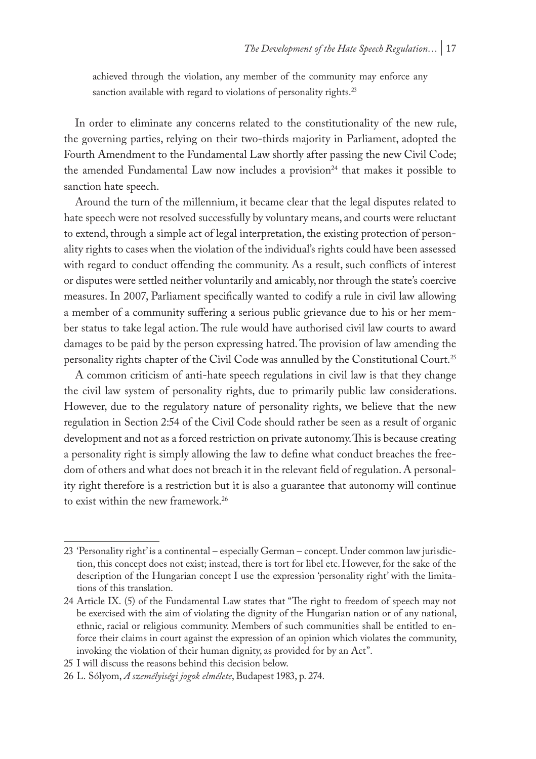achieved through the violation, any member of the community may enforce any sanction available with regard to violations of personality rights.[23]

In order to eliminate any concerns related to the constitutionality of the new rule, the governing parties, relying on their two-thirds majority in Parliament, adopted the Fourth Amendment to the Fundamental Law shortly after passing the new Civil Code; the amended Fundamental Law now includes a provision[24] that makes it possible to sanction hate speech.

Around the turn of the millennium, it became clear that the legal disputes related to hate speech were not resolved successfully by voluntary means, and courts were reluctant to extend, through a simple act of legal interpretation, the existing protection of personality rights to cases when the violation of the individual's rights could have been assessed with regard to conduct offending the community. As a result, such conflicts of interest or disputes were settled neither voluntarily and amicably, nor through the state's coercive measures. In 2007, Parliament specifically wanted to codify a rule in civil law allowing a member of a community suffering a serious public grievance due to his or her member status to take legal action. The rule would have authorised civil law courts to award damages to be paid by the person expressing hatred. The provision of law amending the personality rights chapter of the Civil Code was annulled by the Constitutional Court.[25]

A common criticism of anti-hate speech regulations in civil law is that they change the civil law system of personality rights, due to primarily public law considerations. However, due to the regulatory nature of personality rights, we believe that the new regulation in Section 2:54 of the Civil Code should rather be seen as a result of organic development and not as a forced restriction on private autonomy. This is because creating a personality right is simply allowing the law to define what conduct breaches the freedom of others and what does not breach it in the relevant field of regulation. A personality right therefore is a restriction but it is also a guarantee that autonomy will continue to exist within the new framework.[26]

---

23 'Personality right' is a continental – especially German – concept. Under common law jurisdiction, this concept does not exist; instead, there is tort for libel etc. However, for the sake of the description of the Hungarian concept I use the expression 'personality right' with the limitations of this translation.

24 Article IX. (5) of the Fundamental Law states that "The right to freedom of speech may not be exercised with the aim of violating the dignity of the Hungarian nation or of any national, ethnic, racial or religious community. Members of such communities shall be entitled to enforce their claims in court against the expression of an opinion which violates the community, invoking the violation of their human dignity, as provided for by an Act".

25 I will discuss the reasons behind this decision below.

26 L. Sólyom, *A személyiségi jogok elmélete*, Budapest 1983, p. 274.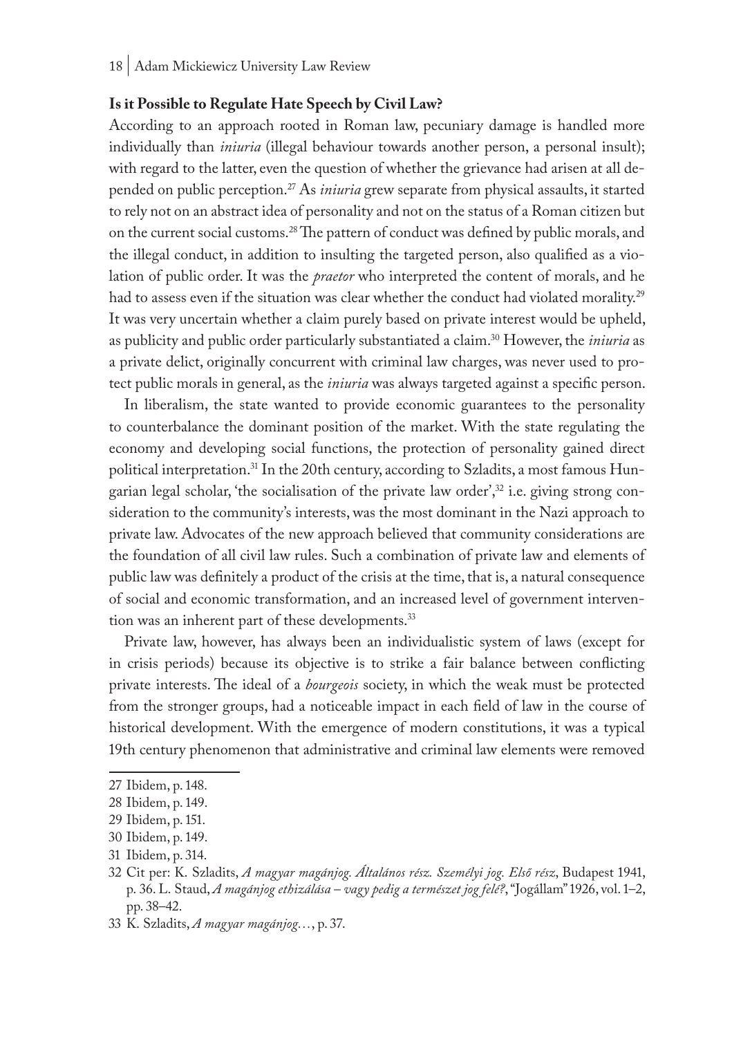### Is it Possible to Regulate Hate Speech by Civil Law?

According to an approach rooted in Roman law, pecuniary damage is handled more individually than *iniuria* (illegal behaviour towards another person, a personal insult); with regard to the latter, even the question of whether the grievance had arisen at all depended on public perception.[27] As *iniuria* grew separate from physical assaults, it started to rely not on an abstract idea of personality and not on the status of a Roman citizen but on the current social customs.[28] The pattern of conduct was defined by public morals, and the illegal conduct, in addition to insulting the targeted person, also qualified as a violation of public order. It was the *praetor* who interpreted the content of morals, and he had to assess even if the situation was clear whether the conduct had violated morality.[29] It was very uncertain whether a claim purely based on private interest would be upheld, as publicity and public order particularly substantiated a claim.[30] However, the *iniuria* as a private delict, originally concurrent with criminal law charges, was never used to protect public morals in general, as the *iniuria* was always targeted against a specific person.

In liberalism, the state wanted to provide economic guarantees to the personality to counterbalance the dominant position of the market. With the state regulating the economy and developing social functions, the protection of personality gained direct political interpretation.[31] In the 20th century, according to Szladits, a most famous Hungarian legal scholar, 'the socialisation of the private law order',[32] i.e. giving strong consideration to the community's interests, was the most dominant in the Nazi approach to private law. Advocates of the new approach believed that community considerations are the foundation of all civil law rules. Such a combination of private law and elements of public law was definitely a product of the crisis at the time, that is, a natural consequence of social and economic transformation, and an increased level of government intervention was an inherent part of these developments.[33]

Private law, however, has always been an individualistic system of laws (except for in crisis periods) because its objective is to strike a fair balance between conflicting private interests. The ideal of a *bourgeois* society, in which the weak must be protected from the stronger groups, had a noticeable impact in each field of law in the course of historical development. With the emergence of modern constitutions, it was a typical 19th century phenomenon that administrative and criminal law elements were removed

---

27 Ibidem, p. 148.

28 Ibidem, p. 149.

29 Ibidem, p. 151.

30 Ibidem, p. 149.

31 Ibidem, p. 314.

32 Cit per: K. Szladits, *A magyar magánjog. Általános rész. Személyi jog. Első rész*, Budapest 1941, p. 36. L. Staud, *A magánjog ethizálása – vagy pedig a természet jog felé?*, "Jogállam" 1926, vol. 1–2, pp. 38–42.

33 K. Szladits, *A magyar magánjog…*, p. 37.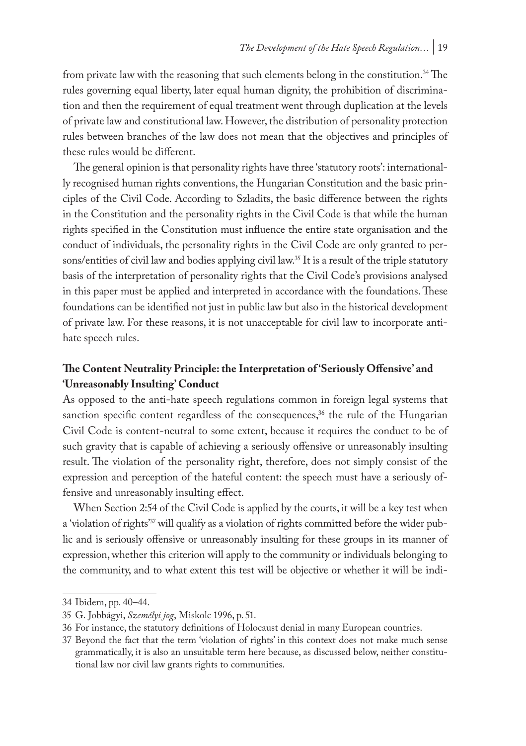from private law with the reasoning that such elements belong in the constitution.[34] The rules governing equal liberty, later equal human dignity, the prohibition of discrimination and then the requirement of equal treatment went through duplication at the levels of private law and constitutional law. However, the distribution of personality protection rules between branches of the law does not mean that the objectives and principles of these rules would be different.

The general opinion is that personality rights have three 'statutory roots': internationally recognised human rights conventions, the Hungarian Constitution and the basic principles of the Civil Code. According to Szladits, the basic difference between the rights in the Constitution and the personality rights in the Civil Code is that while the human rights specified in the Constitution must influence the entire state organisation and the conduct of individuals, the personality rights in the Civil Code are only granted to persons/entities of civil law and bodies applying civil law.[35] It is a result of the triple statutory basis of the interpretation of personality rights that the Civil Code's provisions analysed in this paper must be applied and interpreted in accordance with the foundations. These foundations can be identified not just in public law but also in the historical development of private law. For these reasons, it is not unacceptable for civil law to incorporate anti-hate speech rules.

## The Content Neutrality Principle: the Interpretation of 'Seriously Offensive' and 'Unreasonably Insulting' Conduct

As opposed to the anti-hate speech regulations common in foreign legal systems that sanction specific content regardless of the consequences,[36] the rule of the Hungarian Civil Code is content-neutral to some extent, because it requires the conduct to be of such gravity that is capable of achieving a seriously offensive or unreasonably insulting result. The violation of the personality right, therefore, does not simply consist of the expression and perception of the hateful content: the speech must have a seriously offensive and unreasonably insulting effect.

When Section 2:54 of the Civil Code is applied by the courts, it will be a key test when a 'violation of rights'[37] will qualify as a violation of rights committed before the wider public and is seriously offensive or unreasonably insulting for these groups in its manner of expression, whether this criterion will apply to the community or individuals belonging to the community, and to what extent this test will be objective or whether it will be indi-

---

34 Ibidem, pp. 40–44.

35 G. Jobbágyi, *Személyi jog*, Miskolc 1996, p. 51.

36 For instance, the statutory definitions of Holocaust denial in many European countries.

37 Beyond the fact that the term 'violation of rights' in this context does not make much sense grammatically, it is also an unsuitable term here because, as discussed below, neither constitutional law nor civil law grants rights to communities.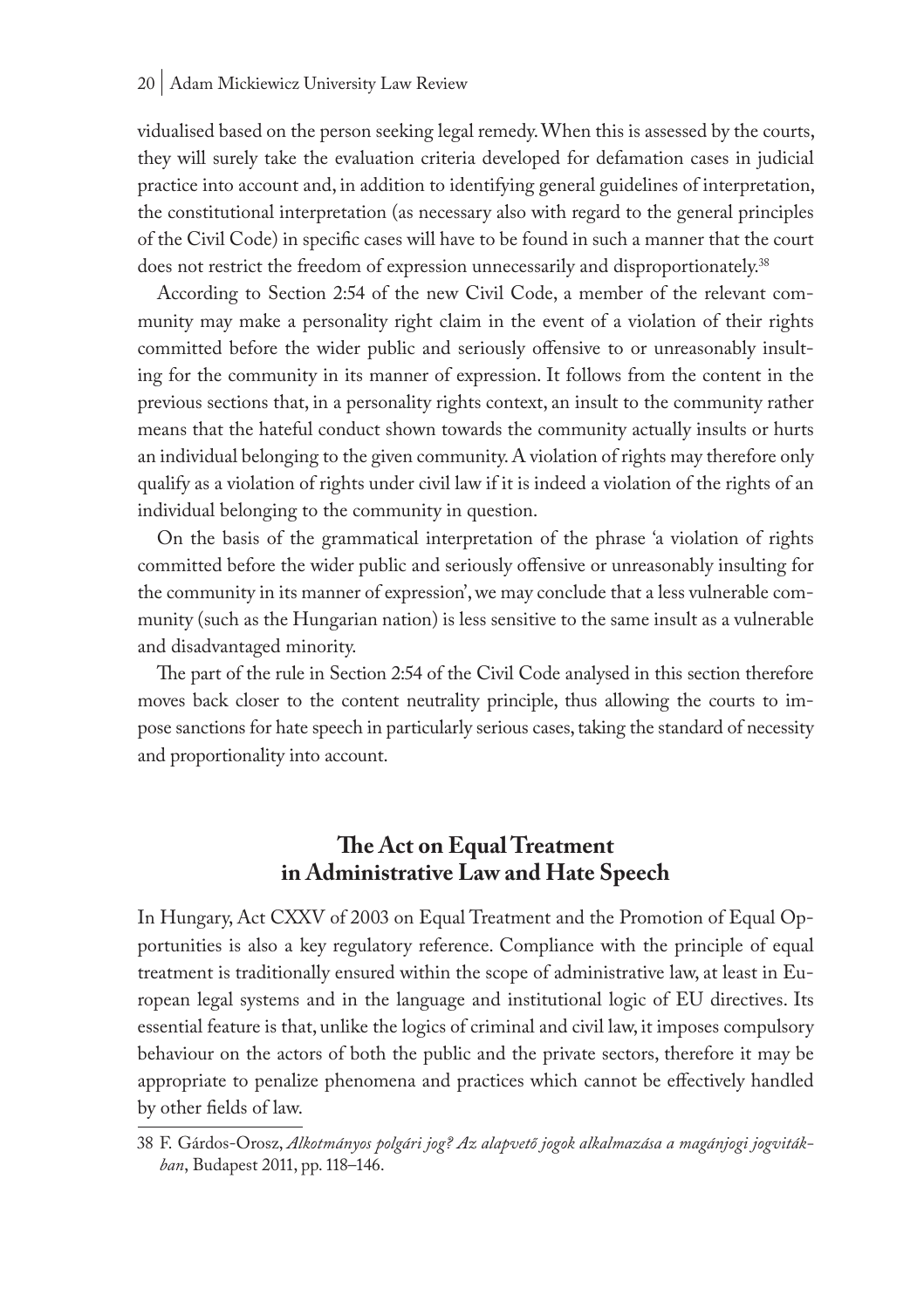vidualised based on the person seeking legal remedy. When this is assessed by the courts, they will surely take the evaluation criteria developed for defamation cases in judicial practice into account and, in addition to identifying general guidelines of interpretation, the constitutional interpretation (as necessary also with regard to the general principles of the Civil Code) in specific cases will have to be found in such a manner that the court does not restrict the freedom of expression unnecessarily and disproportionately.[38]

According to Section 2:54 of the new Civil Code, a member of the relevant community may make a personality right claim in the event of a violation of their rights committed before the wider public and seriously offensive to or unreasonably insulting for the community in its manner of expression. It follows from the content in the previous sections that, in a personality rights context, an insult to the community rather means that the hateful conduct shown towards the community actually insults or hurts an individual belonging to the given community. A violation of rights may therefore only qualify as a violation of rights under civil law if it is indeed a violation of the rights of an individual belonging to the community in question.

On the basis of the grammatical interpretation of the phrase 'a violation of rights committed before the wider public and seriously offensive or unreasonably insulting for the community in its manner of expression', we may conclude that a less vulnerable community (such as the Hungarian nation) is less sensitive to the same insult as a vulnerable and disadvantaged minority.

The part of the rule in Section 2:54 of the Civil Code analysed in this section therefore moves back closer to the content neutrality principle, thus allowing the courts to impose sanctions for hate speech in particularly serious cases, taking the standard of necessity and proportionality into account.

## The Act on Equal Treatment in Administrative Law and Hate Speech

In Hungary, Act CXXV of 2003 on Equal Treatment and the Promotion of Equal Opportunities is also a key regulatory reference. Compliance with the principle of equal treatment is traditionally ensured within the scope of administrative law, at least in European legal systems and in the language and institutional logic of EU directives. Its essential feature is that, unlike the logics of criminal and civil law, it imposes compulsory behaviour on the actors of both the public and the private sectors, therefore it may be appropriate to penalize phenomena and practices which cannot be effectively handled by other fields of law.

---

38 F. Gárdos-Orosz, *Alkotmányos polgári jog? Az alapvető jogok alkalmazása a magánjogi jogvitákban*, Budapest 2011, pp. 118–146.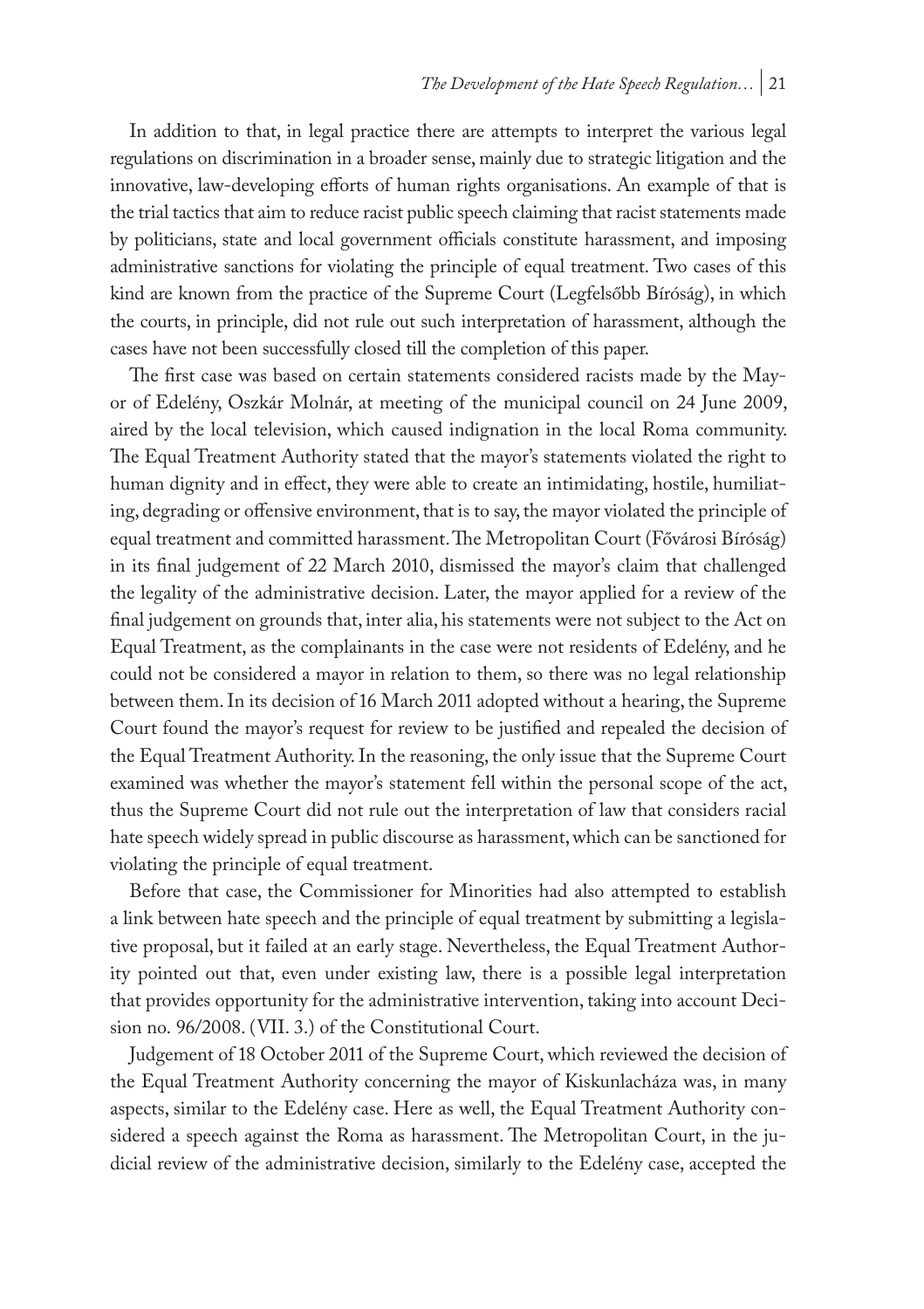In addition to that, in legal practice there are attempts to interpret the various legal regulations on discrimination in a broader sense, mainly due to strategic litigation and the innovative, law-developing efforts of human rights organisations. An example of that is the trial tactics that aim to reduce racist public speech claiming that racist statements made by politicians, state and local government officials constitute harassment, and imposing administrative sanctions for violating the principle of equal treatment. Two cases of this kind are known from the practice of the Supreme Court (Legfelsőbb Bíróság), in which the courts, in principle, did not rule out such interpretation of harassment, although the cases have not been successfully closed till the completion of this paper.

The first case was based on certain statements considered racists made by the Mayor of Edelény, Oszkár Molnár, at meeting of the municipal council on 24 June 2009, aired by the local television, which caused indignation in the local Roma community. The Equal Treatment Authority stated that the mayor's statements violated the right to human dignity and in effect, they were able to create an intimidating, hostile, humiliating, degrading or offensive environment, that is to say, the mayor violated the principle of equal treatment and committed harassment. The Metropolitan Court (Fővárosi Bíróság) in its final judgement of 22 March 2010, dismissed the mayor's claim that challenged the legality of the administrative decision. Later, the mayor applied for a review of the final judgement on grounds that, inter alia, his statements were not subject to the Act on Equal Treatment, as the complainants in the case were not residents of Edelény, and he could not be considered a mayor in relation to them, so there was no legal relationship between them. In its decision of 16 March 2011 adopted without a hearing, the Supreme Court found the mayor's request for review to be justified and repealed the decision of the Equal Treatment Authority. In the reasoning, the only issue that the Supreme Court examined was whether the mayor's statement fell within the personal scope of the act, thus the Supreme Court did not rule out the interpretation of law that considers racial hate speech widely spread in public discourse as harassment, which can be sanctioned for violating the principle of equal treatment.

Before that case, the Commissioner for Minorities had also attempted to establish a link between hate speech and the principle of equal treatment by submitting a legislative proposal, but it failed at an early stage. Nevertheless, the Equal Treatment Authority pointed out that, even under existing law, there is a possible legal interpretation that provides opportunity for the administrative intervention, taking into account Decision no. 96/2008. (VII. 3.) of the Constitutional Court.

Judgement of 18 October 2011 of the Supreme Court, which reviewed the decision of the Equal Treatment Authority concerning the mayor of Kiskunlacháza was, in many aspects, similar to the Edelény case. Here as well, the Equal Treatment Authority considered a speech against the Roma as harassment. The Metropolitan Court, in the judicial review of the administrative decision, similarly to the Edelény case, accepted the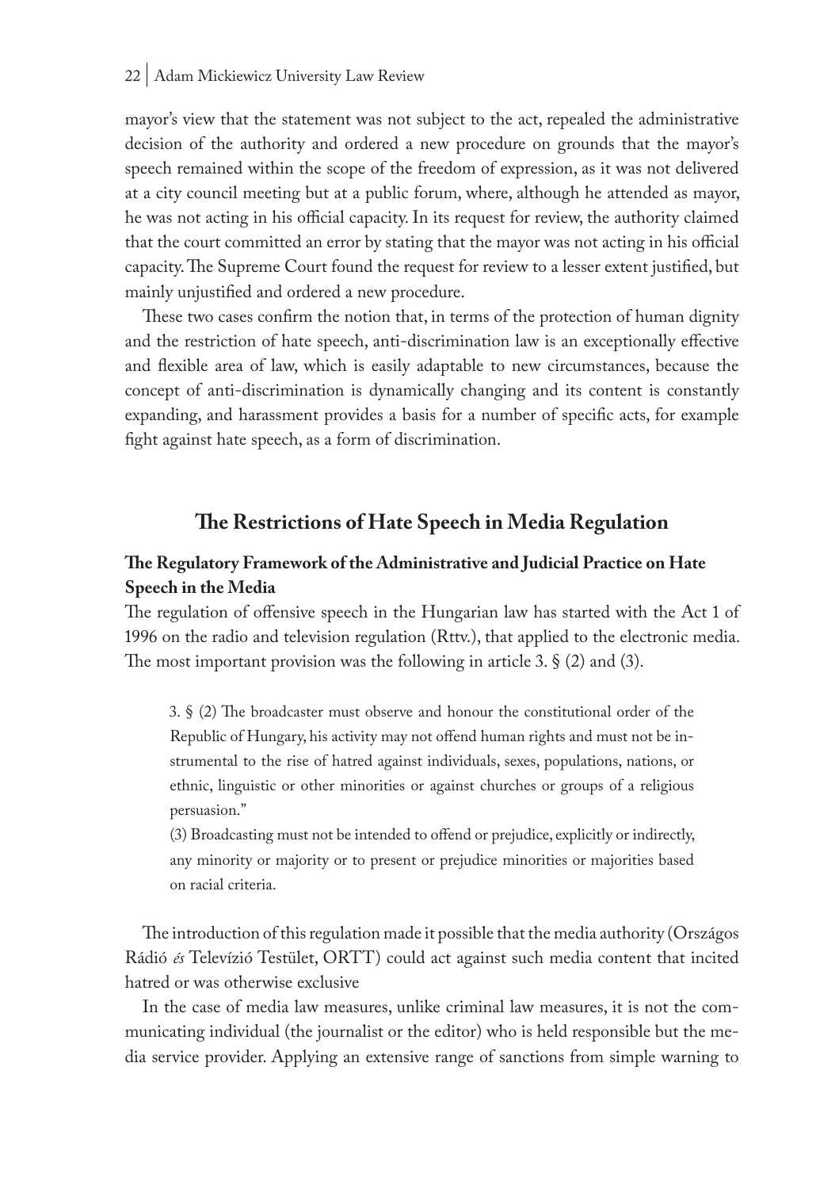mayor's view that the statement was not subject to the act, repealed the administrative decision of the authority and ordered a new procedure on grounds that the mayor's speech remained within the scope of the freedom of expression, as it was not delivered at a city council meeting but at a public forum, where, although he attended as mayor, he was not acting in his official capacity. In its request for review, the authority claimed that the court committed an error by stating that the mayor was not acting in his official capacity. The Supreme Court found the request for review to a lesser extent justified, but mainly unjustified and ordered a new procedure.

These two cases confirm the notion that, in terms of the protection of human dignity and the restriction of hate speech, anti-discrimination law is an exceptionally effective and flexible area of law, which is easily adaptable to new circumstances, because the concept of anti-discrimination is dynamically changing and its content is constantly expanding, and harassment provides a basis for a number of specific acts, for example fight against hate speech, as a form of discrimination.

## The Restrictions of Hate Speech in Media Regulation

### The Regulatory Framework of the Administrative and Judicial Practice on Hate Speech in the Media

The regulation of offensive speech in the Hungarian law has started with the Act 1 of 1996 on the radio and television regulation (Rttv.), that applied to the electronic media. The most important provision was the following in article 3. § (2) and (3).

> 3. § (2) The broadcaster must observe and honour the constitutional order of the Republic of Hungary, his activity may not offend human rights and must not be instrumental to the rise of hatred against individuals, sexes, populations, nations, or ethnic, linguistic or other minorities or against churches or groups of a religious persuasion."
>
> (3) Broadcasting must not be intended to offend or prejudice, explicitly or indirectly, any minority or majority or to present or prejudice minorities or majorities based on racial criteria.

The introduction of this regulation made it possible that the media authority (Országos Rádió *és* Televízió Testület, ORTT) could act against such media content that incited hatred or was otherwise exclusive

In the case of media law measures, unlike criminal law measures, it is not the communicating individual (the journalist or the editor) who is held responsible but the media service provider. Applying an extensive range of sanctions from simple warning to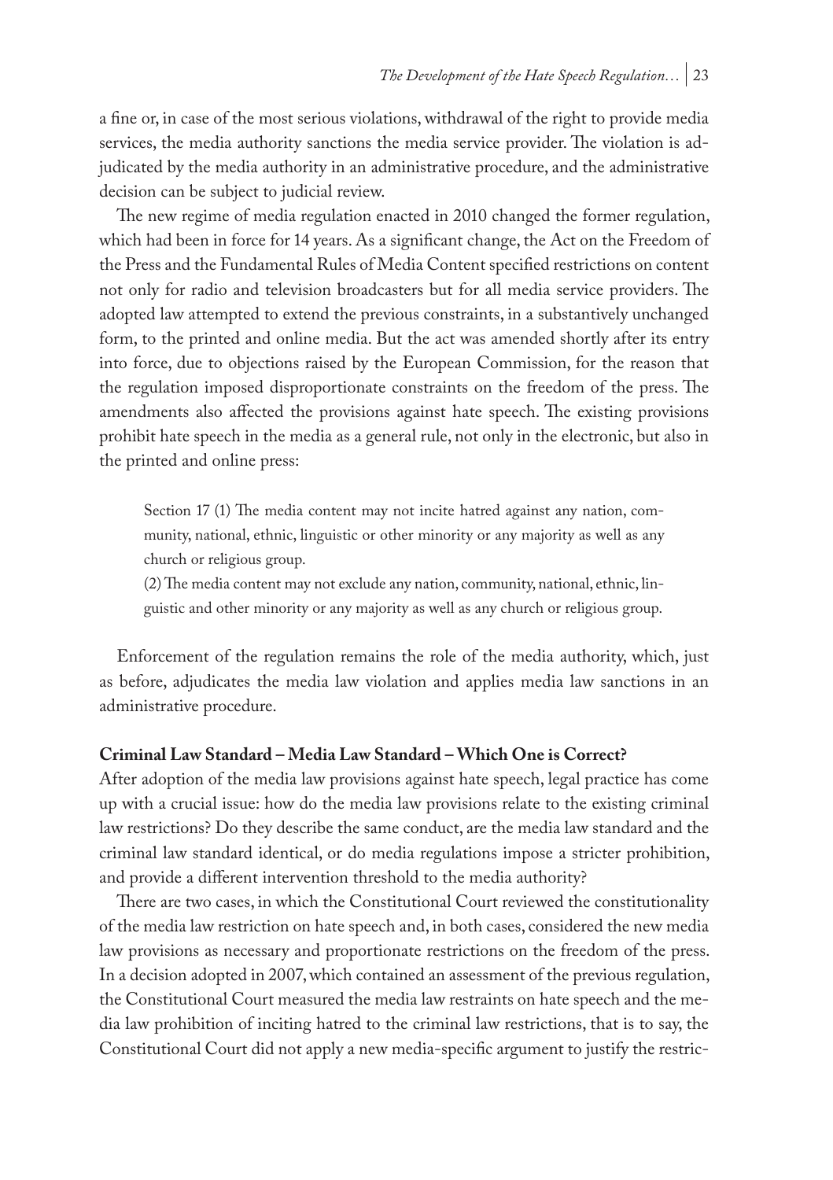a fine or, in case of the most serious violations, withdrawal of the right to provide media services, the media authority sanctions the media service provider. The violation is adjudicated by the media authority in an administrative procedure, and the administrative decision can be subject to judicial review.

The new regime of media regulation enacted in 2010 changed the former regulation, which had been in force for 14 years. As a significant change, the Act on the Freedom of the Press and the Fundamental Rules of Media Content specified restrictions on content not only for radio and television broadcasters but for all media service providers. The adopted law attempted to extend the previous constraints, in a substantively unchanged form, to the printed and online media. But the act was amended shortly after its entry into force, due to objections raised by the European Commission, for the reason that the regulation imposed disproportionate constraints on the freedom of the press. The amendments also affected the provisions against hate speech. The existing provisions prohibit hate speech in the media as a general rule, not only in the electronic, but also in the printed and online press:

> Section 17 (1) The media content may not incite hatred against any nation, community, national, ethnic, linguistic or other minority or any majority as well as any church or religious group.
>
> (2) The media content may not exclude any nation, community, national, ethnic, linguistic and other minority or any majority as well as any church or religious group.

Enforcement of the regulation remains the role of the media authority, which, just as before, adjudicates the media law violation and applies media law sanctions in an administrative procedure.

**Criminal Law Standard – Media Law Standard – Which One is Correct?**

After adoption of the media law provisions against hate speech, legal practice has come up with a crucial issue: how do the media law provisions relate to the existing criminal law restrictions? Do they describe the same conduct, are the media law standard and the criminal law standard identical, or do media regulations impose a stricter prohibition, and provide a different intervention threshold to the media authority?

There are two cases, in which the Constitutional Court reviewed the constitutionality of the media law restriction on hate speech and, in both cases, considered the new media law provisions as necessary and proportionate restrictions on the freedom of the press. In a decision adopted in 2007, which contained an assessment of the previous regulation, the Constitutional Court measured the media law restraints on hate speech and the media law prohibition of inciting hatred to the criminal law restrictions, that is to say, the Constitutional Court did not apply a new media-specific argument to justify the restric-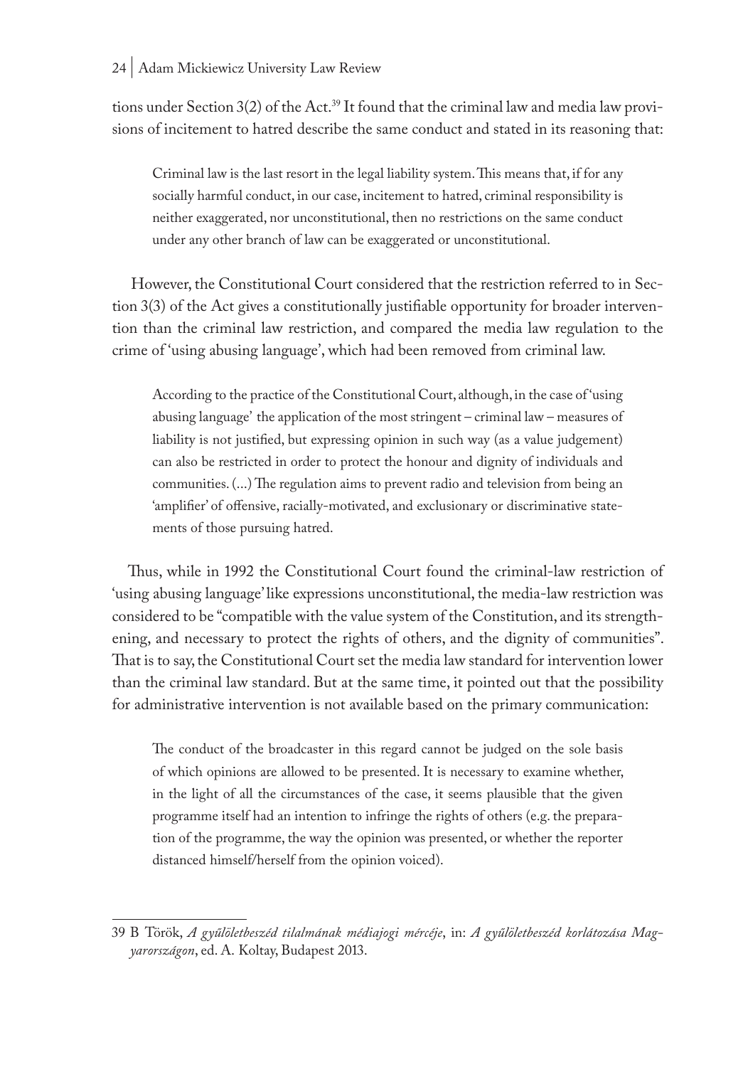tions under Section 3(2) of the Act.[39] It found that the criminal law and media law provisions of incitement to hatred describe the same conduct and stated in its reasoning that:

> Criminal law is the last resort in the legal liability system. This means that, if for any socially harmful conduct, in our case, incitement to hatred, criminal responsibility is neither exaggerated, nor unconstitutional, then no restrictions on the same conduct under any other branch of law can be exaggerated or unconstitutional.

However, the Constitutional Court considered that the restriction referred to in Section 3(3) of the Act gives a constitutionally justifiable opportunity for broader intervention than the criminal law restriction, and compared the media law regulation to the crime of 'using abusing language', which had been removed from criminal law.

> According to the practice of the Constitutional Court, although, in the case of 'using abusing language' the application of the most stringent – criminal law – measures of liability is not justified, but expressing opinion in such way (as a value judgement) can also be restricted in order to protect the honour and dignity of individuals and communities. (...) The regulation aims to prevent radio and television from being an 'amplifier' of offensive, racially-motivated, and exclusionary or discriminative statements of those pursuing hatred.

Thus, while in 1992 the Constitutional Court found the criminal-law restriction of 'using abusing language' like expressions unconstitutional, the media-law restriction was considered to be "compatible with the value system of the Constitution, and its strengthening, and necessary to protect the rights of others, and the dignity of communities". That is to say, the Constitutional Court set the media law standard for intervention lower than the criminal law standard. But at the same time, it pointed out that the possibility for administrative intervention is not available based on the primary communication:

> The conduct of the broadcaster in this regard cannot be judged on the sole basis of which opinions are allowed to be presented. It is necessary to examine whether, in the light of all the circumstances of the case, it seems plausible that the given programme itself had an intention to infringe the rights of others (e.g. the preparation of the programme, the way the opinion was presented, or whether the reporter distanced himself/herself from the opinion voiced).

---

39 B Török, *A gyűlöletbeszéd tilalmának médiajogi mércéje*, in: *A gyűlöletbeszéd korlátozása Magyarországon*, ed. A. Koltay, Budapest 2013.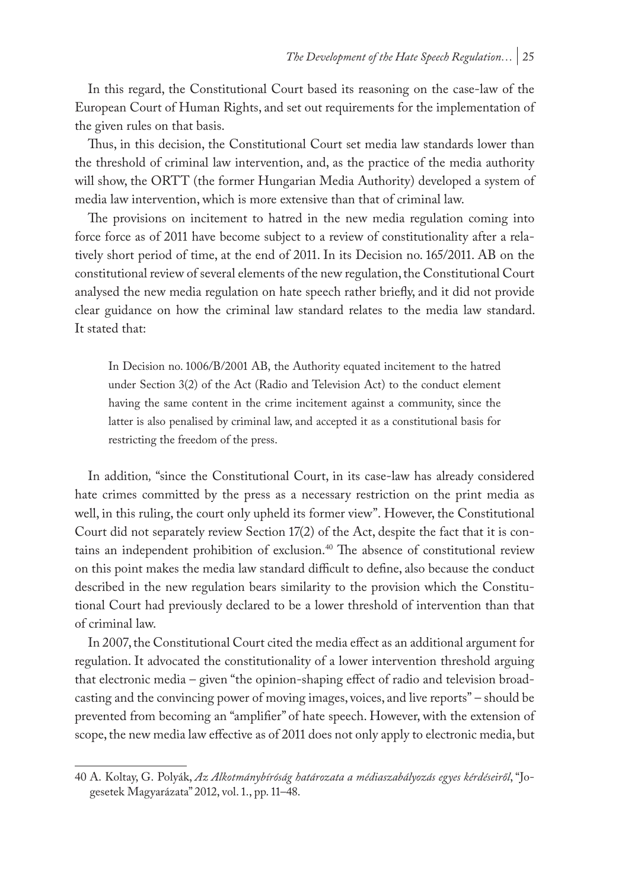In this regard, the Constitutional Court based its reasoning on the case-law of the European Court of Human Rights, and set out requirements for the implementation of the given rules on that basis.

Thus, in this decision, the Constitutional Court set media law standards lower than the threshold of criminal law intervention, and, as the practice of the media authority will show, the ORTT (the former Hungarian Media Authority) developed a system of media law intervention, which is more extensive than that of criminal law.

The provisions on incitement to hatred in the new media regulation coming into force force as of 2011 have become subject to a review of constitutionality after a relatively short period of time, at the end of 2011. In its Decision no. 165/2011. AB on the constitutional review of several elements of the new regulation, the Constitutional Court analysed the new media regulation on hate speech rather briefly, and it did not provide clear guidance on how the criminal law standard relates to the media law standard. It stated that:

> In Decision no. 1006/B/2001 AB, the Authority equated incitement to the hatred under Section 3(2) of the Act (Radio and Television Act) to the conduct element having the same content in the crime incitement against a community, since the latter is also penalised by criminal law, and accepted it as a constitutional basis for restricting the freedom of the press.

In addition, "since the Constitutional Court, in its case-law has already considered hate crimes committed by the press as a necessary restriction on the print media as well, in this ruling, the court only upheld its former view". However, the Constitutional Court did not separately review Section 17(2) of the Act, despite the fact that it is contains an independent prohibition of exclusion.[40] The absence of constitutional review on this point makes the media law standard difficult to define, also because the conduct described in the new regulation bears similarity to the provision which the Constitutional Court had previously declared to be a lower threshold of intervention than that of criminal law.

In 2007, the Constitutional Court cited the media effect as an additional argument for regulation. It advocated the constitutionality of a lower intervention threshold arguing that electronic media – given "the opinion-shaping effect of radio and television broadcasting and the convincing power of moving images, voices, and live reports" – should be prevented from becoming an "amplifier" of hate speech. However, with the extension of scope, the new media law effective as of 2011 does not only apply to electronic media, but

---

40 A. Koltay, G. Polyák, *Az Alkotmánybíróság határozata a médiaszabályozás egyes kérdéseiről*, "Jogesetek Magyarázata" 2012, vol. 1., pp. 11–48.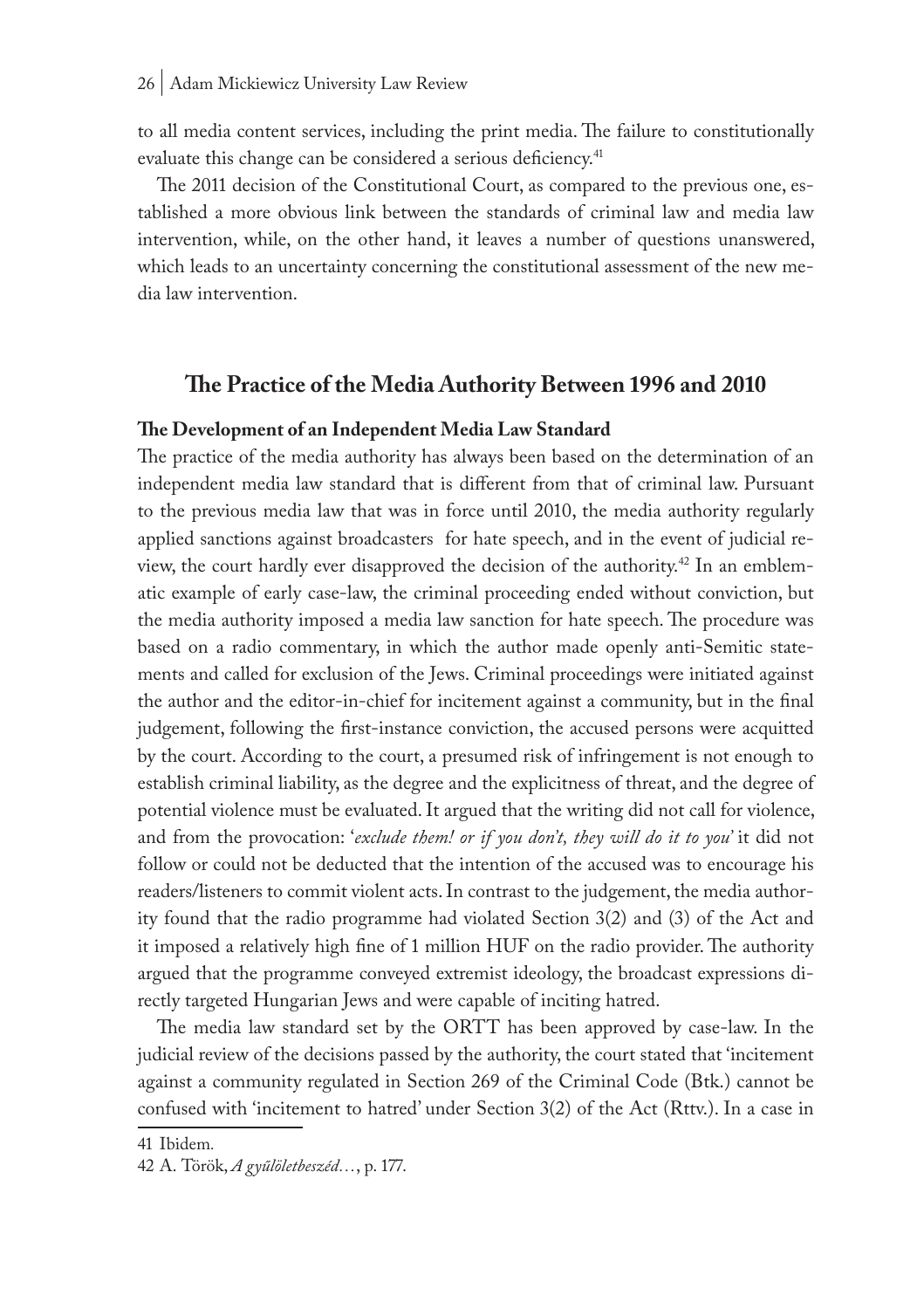to all media content services, including the print media. The failure to constitutionally evaluate this change can be considered a serious deficiency.[41]

The 2011 decision of the Constitutional Court, as compared to the previous one, established a more obvious link between the standards of criminal law and media law intervention, while, on the other hand, it leaves a number of questions unanswered, which leads to an uncertainty concerning the constitutional assessment of the new media law intervention.

## The Practice of the Media Authority Between 1996 and 2010

### The Development of an Independent Media Law Standard

The practice of the media authority has always been based on the determination of an independent media law standard that is different from that of criminal law. Pursuant to the previous media law that was in force until 2010, the media authority regularly applied sanctions against broadcasters for hate speech, and in the event of judicial review, the court hardly ever disapproved the decision of the authority.[42] In an emblematic example of early case-law, the criminal proceeding ended without conviction, but the media authority imposed a media law sanction for hate speech. The procedure was based on a radio commentary, in which the author made openly anti-Semitic statements and called for exclusion of the Jews. Criminal proceedings were initiated against the author and the editor-in-chief for incitement against a community, but in the final judgement, following the first-instance conviction, the accused persons were acquitted by the court. According to the court, a presumed risk of infringement is not enough to establish criminal liability, as the degree and the explicitness of threat, and the degree of potential violence must be evaluated. It argued that the writing did not call for violence, and from the provocation: '*exclude them! or if you don't, they will do it to you*' it did not follow or could not be deducted that the intention of the accused was to encourage his readers/listeners to commit violent acts. In contrast to the judgement, the media authority found that the radio programme had violated Section 3(2) and (3) of the Act and it imposed a relatively high fine of 1 million HUF on the radio provider. The authority argued that the programme conveyed extremist ideology, the broadcast expressions directly targeted Hungarian Jews and were capable of inciting hatred.

The media law standard set by the ORTT has been approved by case-law. In the judicial review of the decisions passed by the authority, the court stated that 'incitement against a community regulated in Section 269 of the Criminal Code (Btk.) cannot be confused with 'incitement to hatred' under Section 3(2) of the Act (Rttv.). In a case in

41 Ibidem.

42 A. Török, *A gyűlöletbeszéd…*, p. 177.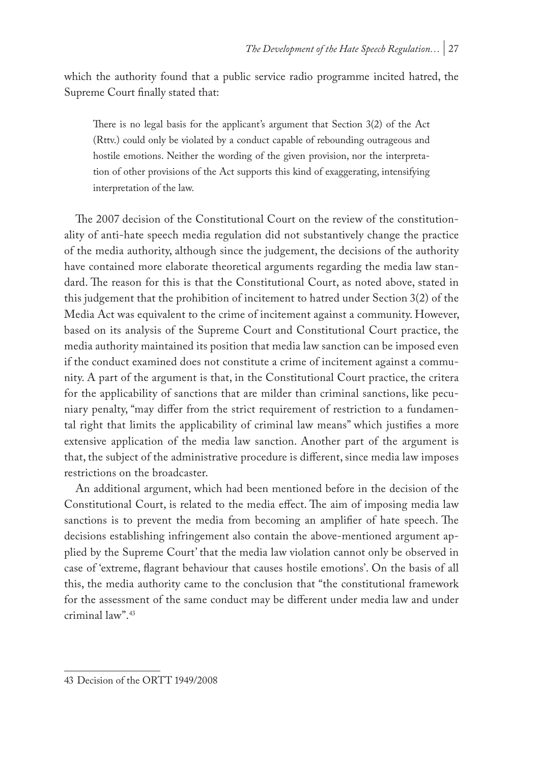which the authority found that a public service radio programme incited hatred, the Supreme Court finally stated that:

> There is no legal basis for the applicant's argument that Section 3(2) of the Act (Rttv.) could only be violated by a conduct capable of rebounding outrageous and hostile emotions. Neither the wording of the given provision, nor the interpretation of other provisions of the Act supports this kind of exaggerating, intensifying interpretation of the law.

The 2007 decision of the Constitutional Court on the review of the constitutionality of anti-hate speech media regulation did not substantively change the practice of the media authority, although since the judgement, the decisions of the authority have contained more elaborate theoretical arguments regarding the media law standard. The reason for this is that the Constitutional Court, as noted above, stated in this judgement that the prohibition of incitement to hatred under Section 3(2) of the Media Act was equivalent to the crime of incitement against a community. However, based on its analysis of the Supreme Court and Constitutional Court practice, the media authority maintained its position that media law sanction can be imposed even if the conduct examined does not constitute a crime of incitement against a community. A part of the argument is that, in the Constitutional Court practice, the critera for the applicability of sanctions that are milder than criminal sanctions, like pecuniary penalty, "may differ from the strict requirement of restriction to a fundamental right that limits the applicability of criminal law means" which justifies a more extensive application of the media law sanction. Another part of the argument is that, the subject of the administrative procedure is different, since media law imposes restrictions on the broadcaster.

An additional argument, which had been mentioned before in the decision of the Constitutional Court, is related to the media effect. The aim of imposing media law sanctions is to prevent the media from becoming an amplifier of hate speech. The decisions establishing infringement also contain the above-mentioned argument applied by the Supreme Court' that the media law violation cannot only be observed in case of 'extreme, flagrant behaviour that causes hostile emotions'. On the basis of all this, the media authority came to the conclusion that "the constitutional framework for the assessment of the same conduct may be different under media law and under criminal law".[43]

---

43 Decision of the ORTT 1949/2008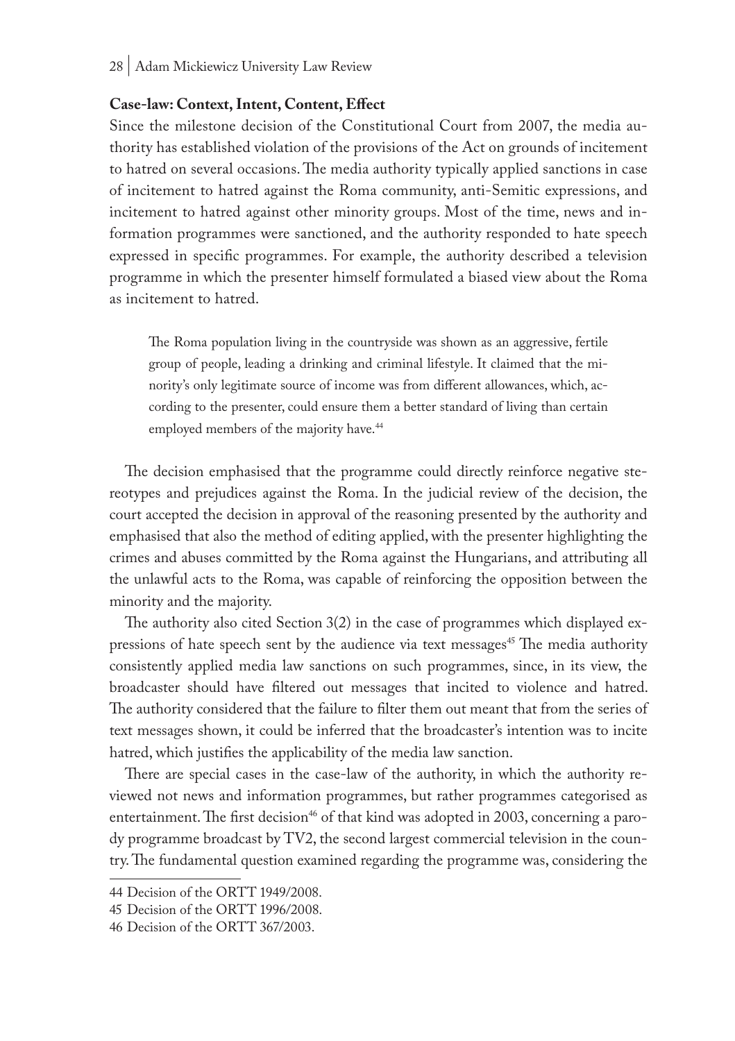**Case-law: Context, Intent, Content, Effect**

Since the milestone decision of the Constitutional Court from 2007, the media authority has established violation of the provisions of the Act on grounds of incitement to hatred on several occasions. The media authority typically applied sanctions in case of incitement to hatred against the Roma community, anti-Semitic expressions, and incitement to hatred against other minority groups. Most of the time, news and information programmes were sanctioned, and the authority responded to hate speech expressed in specific programmes. For example, the authority described a television programme in which the presenter himself formulated a biased view about the Roma as incitement to hatred.

> The Roma population living in the countryside was shown as an aggressive, fertile group of people, leading a drinking and criminal lifestyle. It claimed that the minority's only legitimate source of income was from different allowances, which, according to the presenter, could ensure them a better standard of living than certain employed members of the majority have.[44]

The decision emphasised that the programme could directly reinforce negative stereotypes and prejudices against the Roma. In the judicial review of the decision, the court accepted the decision in approval of the reasoning presented by the authority and emphasised that also the method of editing applied, with the presenter highlighting the crimes and abuses committed by the Roma against the Hungarians, and attributing all the unlawful acts to the Roma, was capable of reinforcing the opposition between the minority and the majority.

The authority also cited Section 3(2) in the case of programmes which displayed expressions of hate speech sent by the audience via text messages[45] The media authority consistently applied media law sanctions on such programmes, since, in its view, the broadcaster should have filtered out messages that incited to violence and hatred. The authority considered that the failure to filter them out meant that from the series of text messages shown, it could be inferred that the broadcaster's intention was to incite hatred, which justifies the applicability of the media law sanction.

There are special cases in the case-law of the authority, in which the authority reviewed not news and information programmes, but rather programmes categorised as entertainment. The first decision[46] of that kind was adopted in 2003, concerning a parody programme broadcast by TV2, the second largest commercial television in the country. The fundamental question examined regarding the programme was, considering the

---

44 Decision of the ORTT 1949/2008.

45 Decision of the ORTT 1996/2008.

46 Decision of the ORTT 367/2003.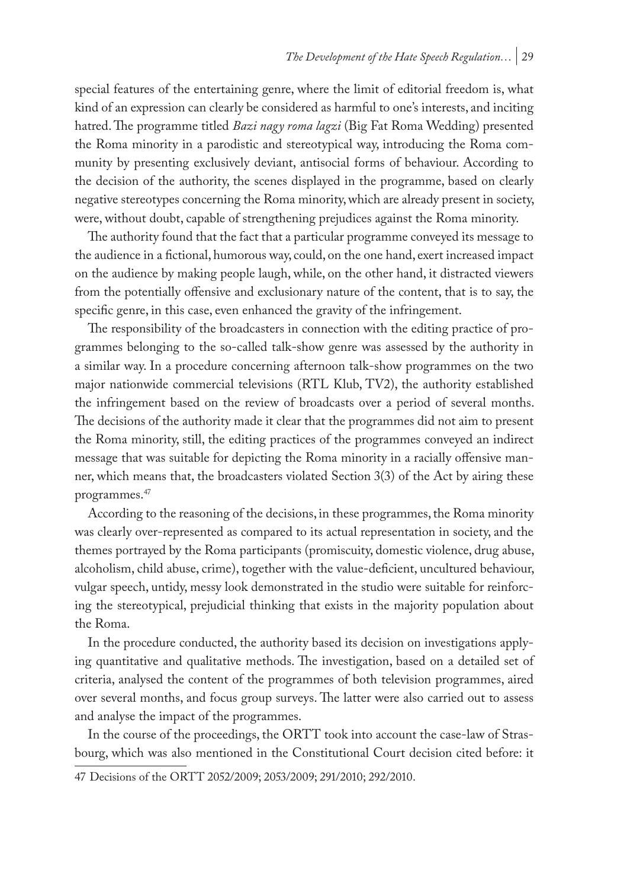special features of the entertaining genre, where the limit of editorial freedom is, what kind of an expression can clearly be considered as harmful to one's interests, and inciting hatred. The programme titled *Bazi nagy roma lagzi* (Big Fat Roma Wedding) presented the Roma minority in a parodistic and stereotypical way, introducing the Roma community by presenting exclusively deviant, antisocial forms of behaviour. According to the decision of the authority, the scenes displayed in the programme, based on clearly negative stereotypes concerning the Roma minority, which are already present in society, were, without doubt, capable of strengthening prejudices against the Roma minority.

The authority found that the fact that a particular programme conveyed its message to the audience in a fictional, humorous way, could, on the one hand, exert increased impact on the audience by making people laugh, while, on the other hand, it distracted viewers from the potentially offensive and exclusionary nature of the content, that is to say, the specific genre, in this case, even enhanced the gravity of the infringement.

The responsibility of the broadcasters in connection with the editing practice of programmes belonging to the so-called talk-show genre was assessed by the authority in a similar way. In a procedure concerning afternoon talk-show programmes on the two major nationwide commercial televisions (RTL Klub, TV2), the authority established the infringement based on the review of broadcasts over a period of several months. The decisions of the authority made it clear that the programmes did not aim to present the Roma minority, still, the editing practices of the programmes conveyed an indirect message that was suitable for depicting the Roma minority in a racially offensive manner, which means that, the broadcasters violated Section 3(3) of the Act by airing these programmes.[47]

According to the reasoning of the decisions, in these programmes, the Roma minority was clearly over-represented as compared to its actual representation in society, and the themes portrayed by the Roma participants (promiscuity, domestic violence, drug abuse, alcoholism, child abuse, crime), together with the value-deficient, uncultured behaviour, vulgar speech, untidy, messy look demonstrated in the studio were suitable for reinforcing the stereotypical, prejudicial thinking that exists in the majority population about the Roma.

In the procedure conducted, the authority based its decision on investigations applying quantitative and qualitative methods. The investigation, based on a detailed set of criteria, analysed the content of the programmes of both television programmes, aired over several months, and focus group surveys. The latter were also carried out to assess and analyse the impact of the programmes.

In the course of the proceedings, the ORTT took into account the case-law of Strasbourg, which was also mentioned in the Constitutional Court decision cited before: it

---

47 Decisions of the ORTT 2052/2009; 2053/2009; 291/2010; 292/2010.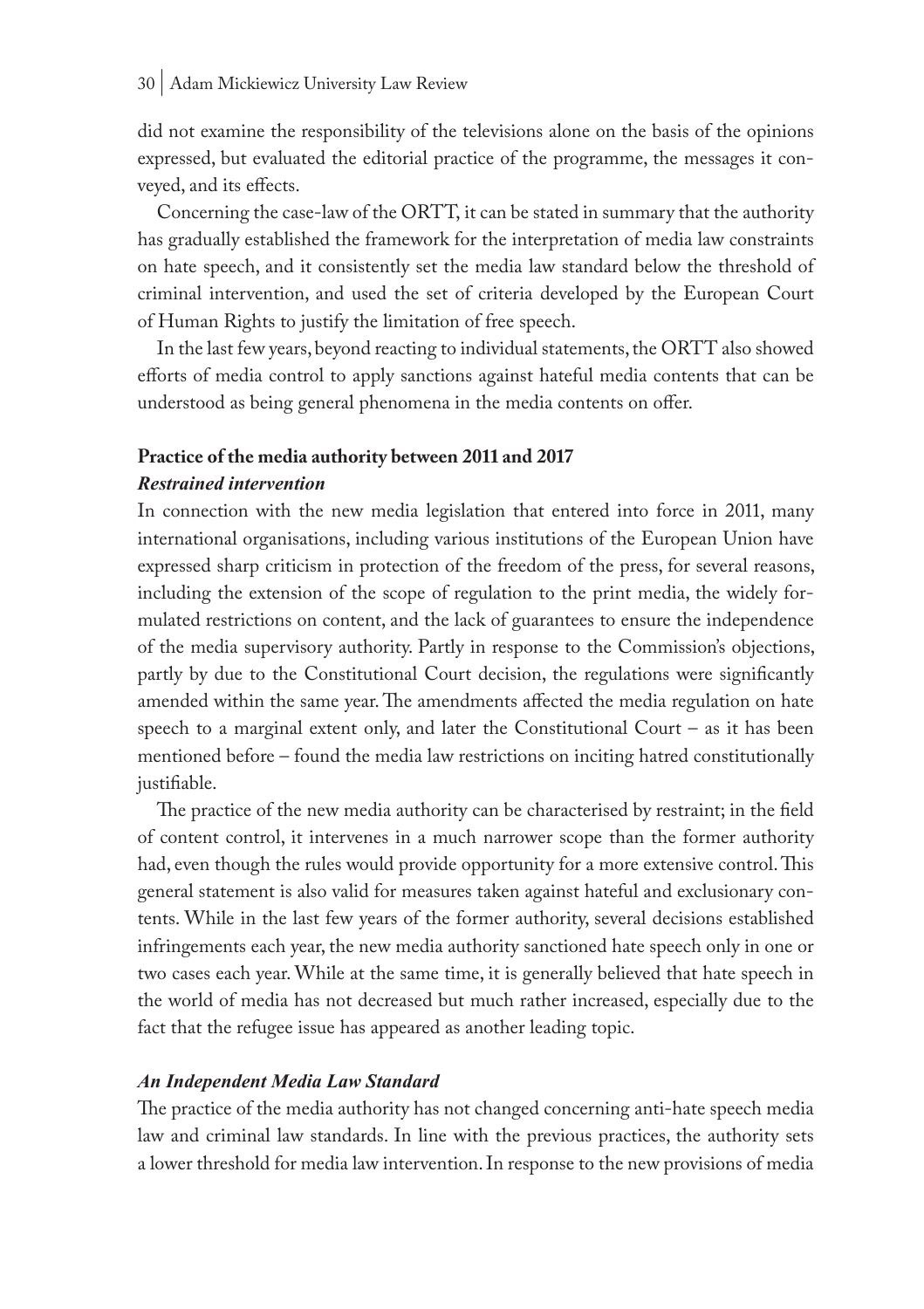did not examine the responsibility of the televisions alone on the basis of the opinions expressed, but evaluated the editorial practice of the programme, the messages it conveyed, and its effects.

Concerning the case-law of the ORTT, it can be stated in summary that the authority has gradually established the framework for the interpretation of media law constraints on hate speech, and it consistently set the media law standard below the threshold of criminal intervention, and used the set of criteria developed by the European Court of Human Rights to justify the limitation of free speech.

In the last few years, beyond reacting to individual statements, the ORTT also showed efforts of media control to apply sanctions against hateful media contents that can be understood as being general phenomena in the media contents on offer.

### Practice of the media authority between 2011 and 2017

#### *Restrained intervention*

In connection with the new media legislation that entered into force in 2011, many international organisations, including various institutions of the European Union have expressed sharp criticism in protection of the freedom of the press, for several reasons, including the extension of the scope of regulation to the print media, the widely formulated restrictions on content, and the lack of guarantees to ensure the independence of the media supervisory authority. Partly in response to the Commission's objections, partly by due to the Constitutional Court decision, the regulations were significantly amended within the same year. The amendments affected the media regulation on hate speech to a marginal extent only, and later the Constitutional Court – as it has been mentioned before – found the media law restrictions on inciting hatred constitutionally justifiable.

The practice of the new media authority can be characterised by restraint; in the field of content control, it intervenes in a much narrower scope than the former authority had, even though the rules would provide opportunity for a more extensive control. This general statement is also valid for measures taken against hateful and exclusionary contents. While in the last few years of the former authority, several decisions established infringements each year, the new media authority sanctioned hate speech only in one or two cases each year. While at the same time, it is generally believed that hate speech in the world of media has not decreased but much rather increased, especially due to the fact that the refugee issue has appeared as another leading topic.

#### *An Independent Media Law Standard*

The practice of the media authority has not changed concerning anti-hate speech media law and criminal law standards. In line with the previous practices, the authority sets a lower threshold for media law intervention. In response to the new provisions of media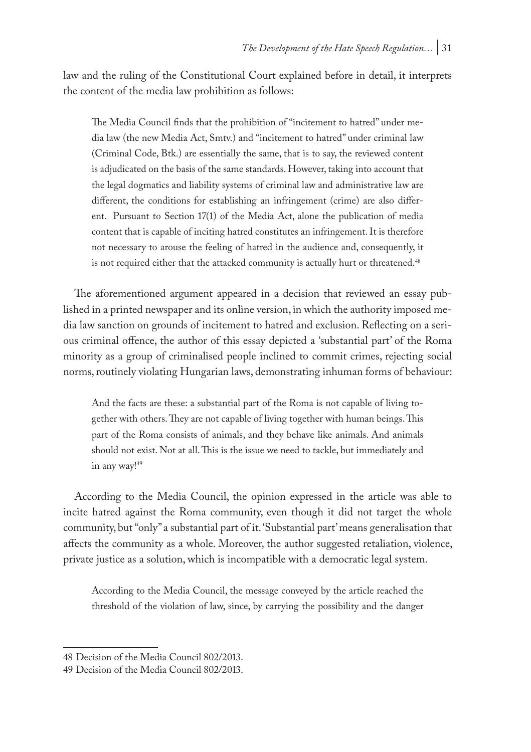law and the ruling of the Constitutional Court explained before in detail, it interprets the content of the media law prohibition as follows:

> The Media Council finds that the prohibition of "incitement to hatred" under media law (the new Media Act, Smtv.) and "incitement to hatred" under criminal law (Criminal Code, Btk.) are essentially the same, that is to say, the reviewed content is adjudicated on the basis of the same standards. However, taking into account that the legal dogmatics and liability systems of criminal law and administrative law are different, the conditions for establishing an infringement (crime) are also different. Pursuant to Section 17(1) of the Media Act, alone the publication of media content that is capable of inciting hatred constitutes an infringement. It is therefore not necessary to arouse the feeling of hatred in the audience and, consequently, it is not required either that the attacked community is actually hurt or threatened.[48]

The aforementioned argument appeared in a decision that reviewed an essay published in a printed newspaper and its online version, in which the authority imposed media law sanction on grounds of incitement to hatred and exclusion. Reflecting on a serious criminal offence, the author of this essay depicted a 'substantial part' of the Roma minority as a group of criminalised people inclined to commit crimes, rejecting social norms, routinely violating Hungarian laws, demonstrating inhuman forms of behaviour:

> And the facts are these: a substantial part of the Roma is not capable of living together with others. They are not capable of living together with human beings. This part of the Roma consists of animals, and they behave like animals. And animals should not exist. Not at all. This is the issue we need to tackle, but immediately and in any way![49]

According to the Media Council, the opinion expressed in the article was able to incite hatred against the Roma community, even though it did not target the whole community, but "only" a substantial part of it. 'Substantial part' means generalisation that affects the community as a whole. Moreover, the author suggested retaliation, violence, private justice as a solution, which is incompatible with a democratic legal system.

> According to the Media Council, the message conveyed by the article reached the threshold of the violation of law, since, by carrying the possibility and the danger

---

48 Decision of the Media Council 802/2013.

49 Decision of the Media Council 802/2013.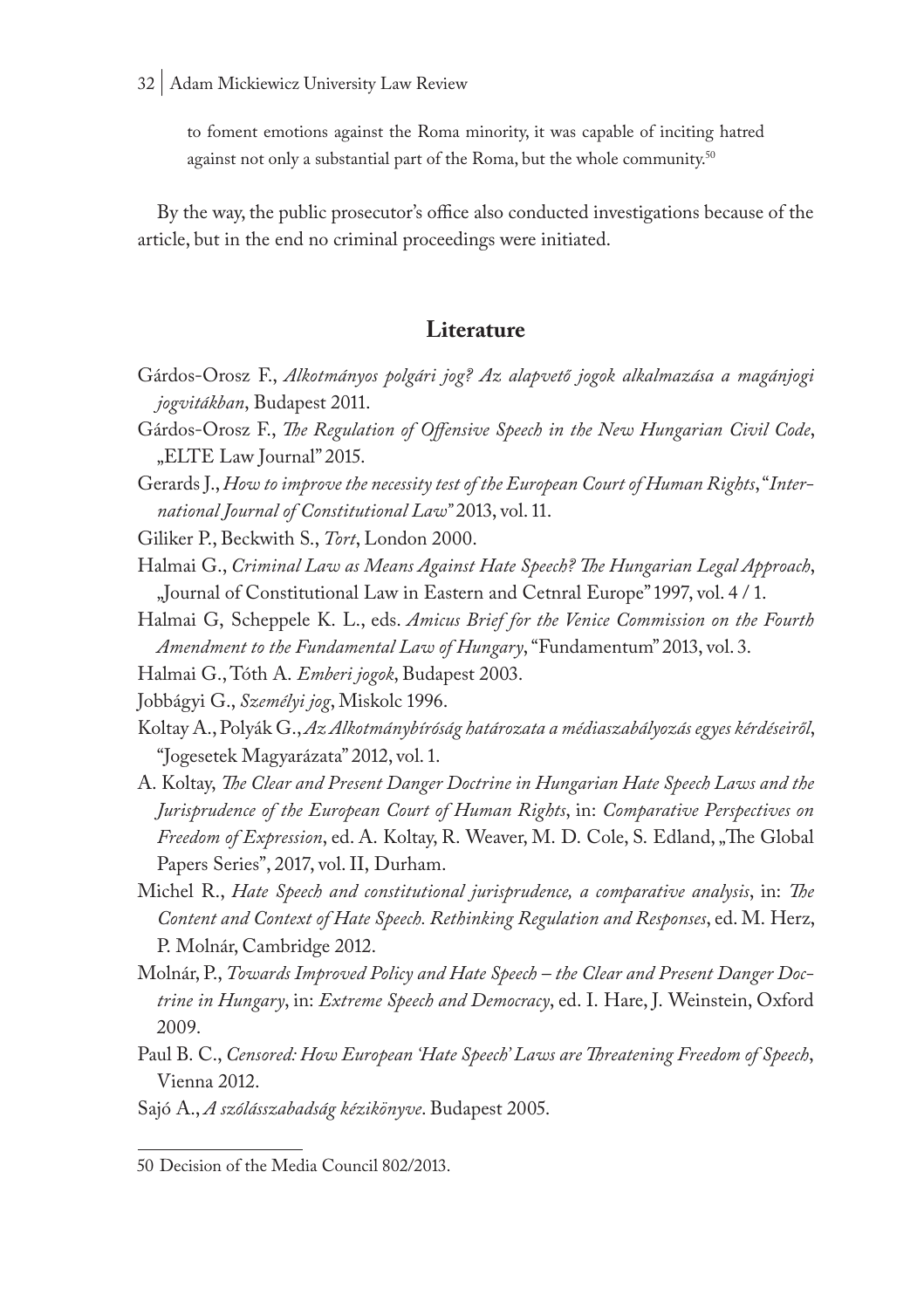to foment emotions against the Roma minority, it was capable of inciting hatred against not only a substantial part of the Roma, but the whole community.[50]

By the way, the public prosecutor's office also conducted investigations because of the article, but in the end no criminal proceedings were initiated.

## Literature

Gárdos-Orosz F., *Alkotmányos polgári jog? Az alapvető jogok alkalmazása a magánjogi jogvitákban*, Budapest 2011.

Gárdos-Orosz F., *The Regulation of Offensive Speech in the New Hungarian Civil Code*, „ELTE Law Journal" 2015.

Gerards J., *How to improve the necessity test of the European Court of Human Rights*, "*International Journal of Constitutional Law"* 2013, vol. 11.

Giliker P., Beckwith S., *Tort*, London 2000.

Halmai G., *Criminal Law as Means Against Hate Speech? The Hungarian Legal Approach*, „Journal of Constitutional Law in Eastern and Cetnral Europe" 1997, vol. 4 / 1.

Halmai G, Scheppele K. L., eds. *Amicus Brief for the Venice Commission on the Fourth Amendment to the Fundamental Law of Hungary*, "Fundamentum" 2013, vol. 3.

Halmai G., Tóth A. *Emberi jogok*, Budapest 2003.

Jobbágyi G., *Személyi jog*, Miskolc 1996.

Koltay A., Polyák G., *Az Alkotmánybíróság határozata a médiaszabályozás egyes kérdéseiről*, "Jogesetek Magyarázata" 2012, vol. 1.

A. Koltay, *The Clear and Present Danger Doctrine in Hungarian Hate Speech Laws and the Jurisprudence of the European Court of Human Rights*, in: *Comparative Perspectives on Freedom of Expression*, ed. A. Koltay, R. Weaver, M. D. Cole, S. Edland, „The Global Papers Series", 2017, vol. II, Durham.

Michel R., *Hate Speech and constitutional jurisprudence, a comparative analysis*, in: *The Content and Context of Hate Speech. Rethinking Regulation and Responses*, ed. M. Herz, P. Molnár, Cambridge 2012.

Molnár, P., *Towards Improved Policy and Hate Speech – the Clear and Present Danger Doctrine in Hungary*, in: *Extreme Speech and Democracy*, ed. I. Hare, J. Weinstein, Oxford 2009.

Paul B. C., *Censored: How European 'Hate Speech' Laws are Threatening Freedom of Speech*, Vienna 2012.

Sajó A., *A szólásszabadság kézikönyve*. Budapest 2005.

---

50 Decision of the Media Council 802/2013.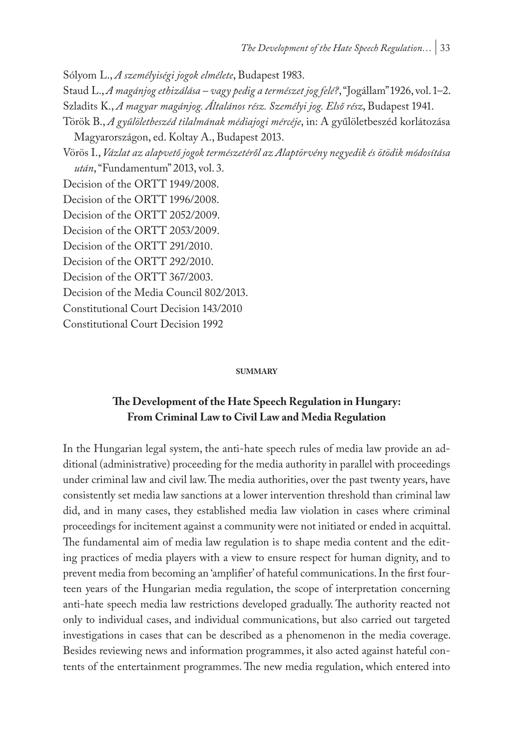Sólyom L., *A személyiségi jogok elmélete*, Budapest 1983.

Staud L., *A magánjog ethizálása – vagy pedig a természet jog felé?*, "Jogállam" 1926, vol. 1–2.

Szladits K., *A magyar magánjog. Általános rész. Személyi jog. Első rész*, Budapest 1941.

Török B., *A gyűlöletbeszéd tilalmának médiajogi mércéje*, in: A gyűlöletbeszéd korlátozása Magyarországon, ed. Koltay A., Budapest 2013.

Vörös I., *Vázlat az alapvető jogok természetéről az Alaptörvény negyedik és ötödik módosítása után*, "Fundamentum" 2013, vol. 3.

Decision of the ORTT 1949/2008.

Decision of the ORTT 1996/2008.

Decision of the ORTT 2052/2009.

Decision of the ORTT 2053/2009.

Decision of the ORTT 291/2010.

Decision of the ORTT 292/2010.

Decision of the ORTT 367/2003.

Decision of the Media Council 802/2013.

Constitutional Court Decision 143/2010

Constitutional Court Decision 1992

#### SUMMARY

### The Development of the Hate Speech Regulation in Hungary: From Criminal Law to Civil Law and Media Regulation

In the Hungarian legal system, the anti-hate speech rules of media law provide an additional (administrative) proceeding for the media authority in parallel with proceedings under criminal law and civil law. The media authorities, over the past twenty years, have consistently set media law sanctions at a lower intervention threshold than criminal law did, and in many cases, they established media law violation in cases where criminal proceedings for incitement against a community were not initiated or ended in acquittal. The fundamental aim of media law regulation is to shape media content and the editing practices of media players with a view to ensure respect for human dignity, and to prevent media from becoming an 'amplifier' of hateful communications. In the first fourteen years of the Hungarian media regulation, the scope of interpretation concerning anti-hate speech media law restrictions developed gradually. The authority reacted not only to individual cases, and individual communications, but also carried out targeted investigations in cases that can be described as a phenomenon in the media coverage. Besides reviewing news and information programmes, it also acted against hateful contents of the entertainment programmes. The new media regulation, which entered into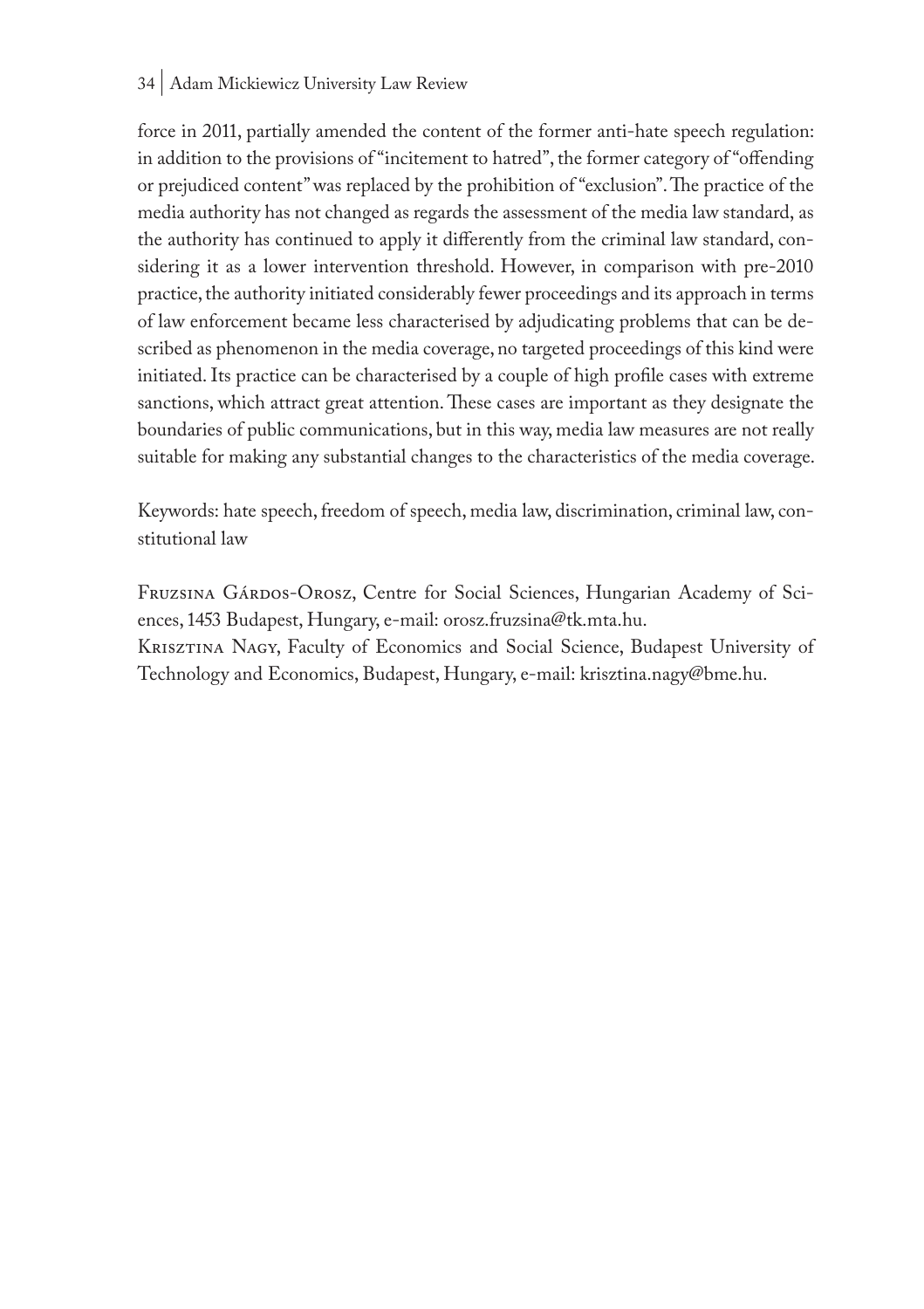force in 2011, partially amended the content of the former anti-hate speech regulation: in addition to the provisions of "incitement to hatred", the former category of "offending or prejudiced content" was replaced by the prohibition of "exclusion". The practice of the media authority has not changed as regards the assessment of the media law standard, as the authority has continued to apply it differently from the criminal law standard, considering it as a lower intervention threshold. However, in comparison with pre-2010 practice, the authority initiated considerably fewer proceedings and its approach in terms of law enforcement became less characterised by adjudicating problems that can be described as phenomenon in the media coverage, no targeted proceedings of this kind were initiated. Its practice can be characterised by a couple of high profile cases with extreme sanctions, which attract great attention. These cases are important as they designate the boundaries of public communications, but in this way, media law measures are not really suitable for making any substantial changes to the characteristics of the media coverage.

Keywords: hate speech, freedom of speech, media law, discrimination, criminal law, constitutional law

Fruzsina Gárdos-Orosz, Centre for Social Sciences, Hungarian Academy of Sciences, 1453 Budapest, Hungary, e-mail: orosz.fruzsina@tk.mta.hu.
Krisztina Nagy, Faculty of Economics and Social Science, Budapest University of Technology and Economics, Budapest, Hungary, e-mail: krisztina.nagy@bme.hu.